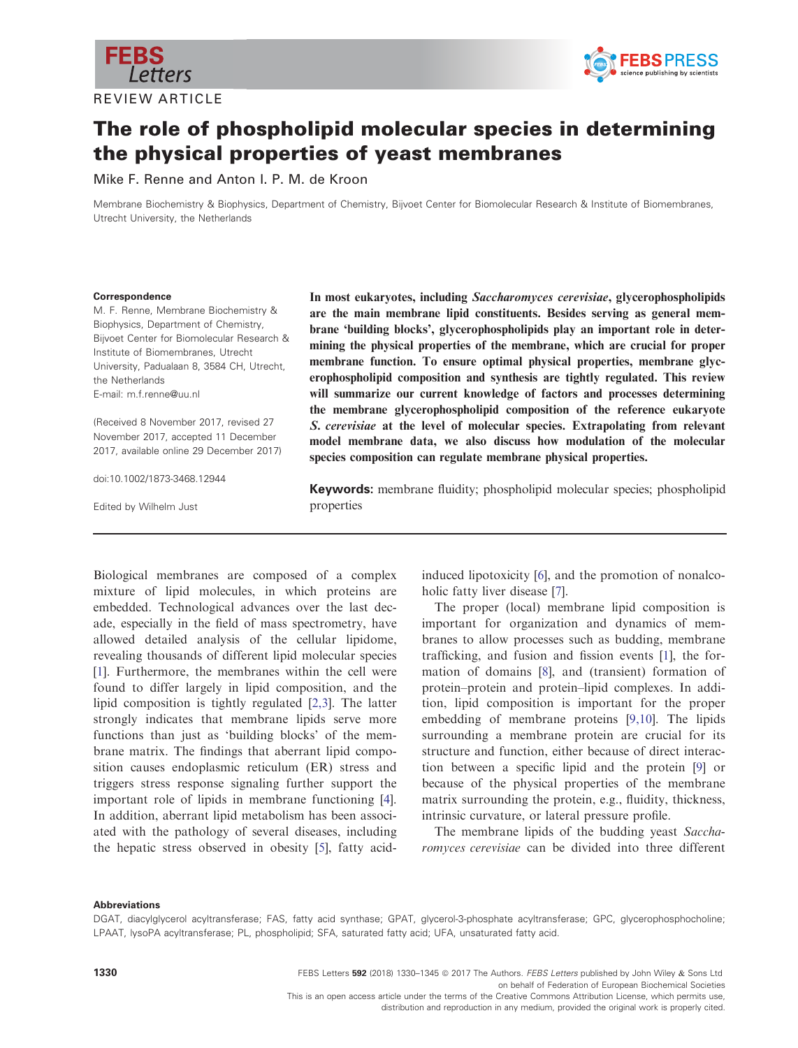REVIEW ARTICLE

# The role of phospholipid molecular species in determining the physical properties of yeast membranes

Mike F. Renne and Anton I. P. M. de Kroon

Membrane Biochemistry & Biophysics, Department of Chemistry, Bijvoet Center for Biomolecular Research & Institute of Biomembranes, Utrecht University, the Netherlands

**Correspondence**
M. F. Renne, Membrane Biochemistry & Biophysics, Department of Chemistry, Bijvoet Center for Biomolecular Research & Institute of Biomembranes, Utrecht University, Padualaan 8, 3584 CH, Utrecht, the Netherlands
E-mail: m.f.renne@uu.nl

(Received 8 November 2017, revised 27 November 2017, accepted 11 December 2017, available online 29 December 2017)

doi:10.1002/1873-3468.12944

Edited by Wilhelm Just

**In most eukaryotes, including *Saccharomyces cerevisiae*, glycerophospholipids are the main membrane lipid constituents. Besides serving as general membrane 'building blocks', glycerophospholipids play an important role in determining the physical properties of the membrane, which are crucial for proper membrane function. To ensure optimal physical properties, membrane glycerophospholipid composition and synthesis are tightly regulated. This review will summarize our current knowledge of factors and processes determining the membrane glycerophospholipid composition of the reference eukaryote *S. cerevisiae* at the level of molecular species. Extrapolating from relevant model membrane data, we also discuss how modulation of the molecular species composition can regulate membrane physical properties.**

**Keywords:** membrane fluidity; phospholipid molecular species; phospholipid properties

Biological membranes are composed of a complex mixture of lipid molecules, in which proteins are embedded. Technological advances over the last decade, especially in the field of mass spectrometry, have allowed detailed analysis of the cellular lipidome, revealing thousands of different lipid molecular species [1]. Furthermore, the membranes within the cell were found to differ largely in lipid composition, and the lipid composition is tightly regulated [2,3]. The latter strongly indicates that membrane lipids serve more functions than just as 'building blocks' of the membrane matrix. The findings that aberrant lipid composition causes endoplasmic reticulum (ER) stress and triggers stress response signaling further support the important role of lipids in membrane functioning [4]. In addition, aberrant lipid metabolism has been associated with the pathology of several diseases, including the hepatic stress observed in obesity [5], fatty acid-induced lipotoxicity [6], and the promotion of nonalcoholic fatty liver disease [7].

The proper (local) membrane lipid composition is important for organization and dynamics of membranes to allow processes such as budding, membrane trafficking, and fusion and fission events [1], the formation of domains [8], and (transient) formation of protein–protein and protein–lipid complexes. In addition, lipid composition is important for the proper embedding of membrane proteins [9,10]. The lipids surrounding a membrane protein are crucial for its structure and function, either because of direct interaction between a specific lipid and the protein [9] or because of the physical properties of the membrane matrix surrounding the protein, e.g., fluidity, thickness, intrinsic curvature, or lateral pressure profile.

The membrane lipids of the budding yeast *Saccharomyces cerevisiae* can be divided into three different

**Abbreviations**
DGAT, diacylglycerol acyltransferase; FAS, fatty acid synthase; GPAT, glycerol-3-phosphate acyltransferase; GPC, glycerophosphocholine; LPAAT, lysoPA acyltransferase; PL, phospholipid; SFA, saturated fatty acid; UFA, unsaturated fatty acid.

© 2017 The Authors. *FEBS Letters* published by John Wiley & Sons Ltd on behalf of Federation of European Biochemical Societies
This is an open access article under the terms of the Creative Commons Attribution License, which permits use, distribution and reproduction in any medium, provided the original work is properly cited.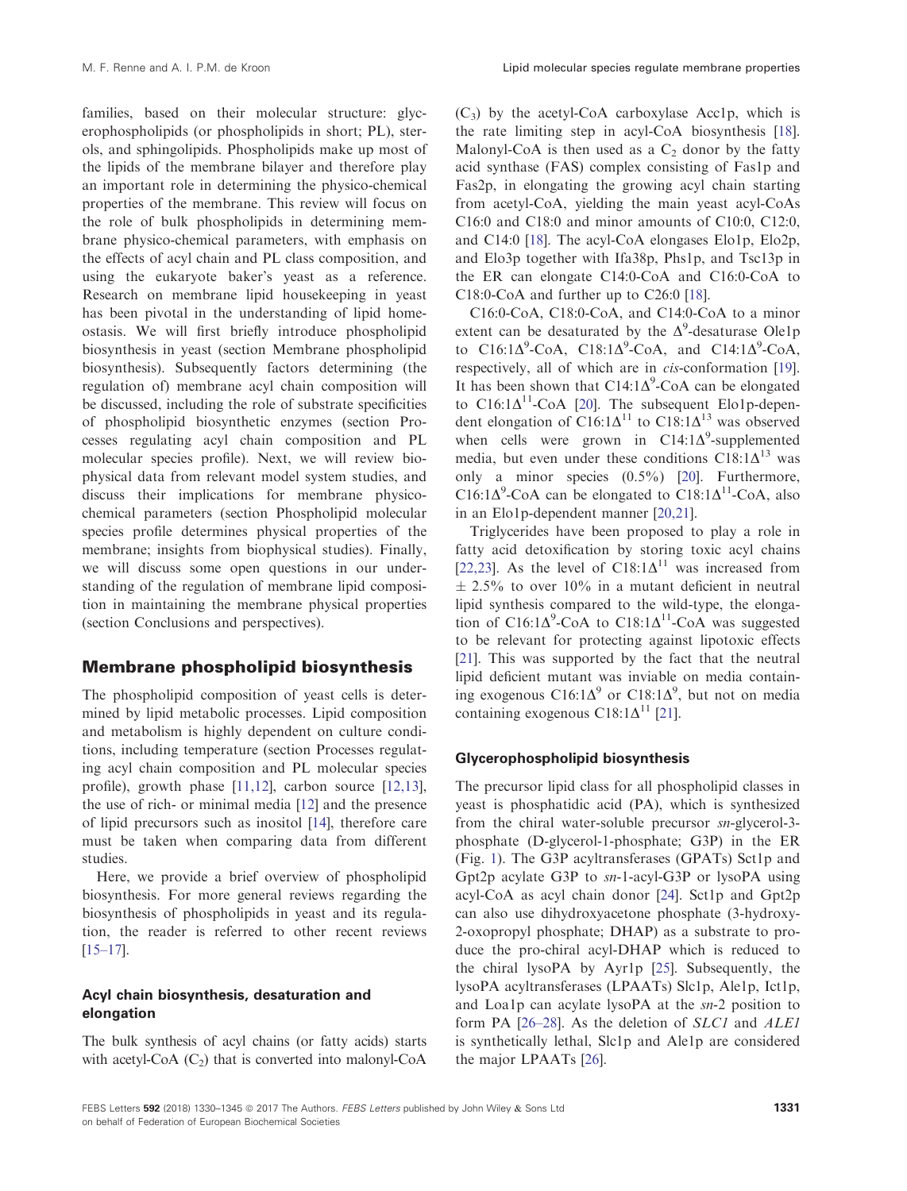families, based on their molecular structure: glycerophospholipids (or phospholipids in short; PL), sterols, and sphingolipids. Phospholipids make up most of the lipids of the membrane bilayer and therefore play an important role in determining the physico-chemical properties of the membrane. This review will focus on the role of bulk phospholipids in determining membrane physico-chemical parameters, with emphasis on the effects of acyl chain and PL class composition, and using the eukaryote baker's yeast as a reference. Research on membrane lipid housekeeping in yeast has been pivotal in the understanding of lipid homeostasis. We will first briefly introduce phospholipid biosynthesis in yeast (section Membrane phospholipid biosynthesis). Subsequently factors determining (the regulation of) membrane acyl chain composition will be discussed, including the role of substrate specificities of phospholipid biosynthetic enzymes (section Processes regulating acyl chain composition and PL molecular species profile). Next, we will review biophysical data from relevant model system studies, and discuss their implications for membrane physico-chemical parameters (section Phospholipid molecular species profile determines physical properties of the membrane; insights from biophysical studies). Finally, we will discuss some open questions in our understanding of the regulation of membrane lipid composition in maintaining the membrane physical properties (section Conclusions and perspectives).

## Membrane phospholipid biosynthesis

The phospholipid composition of yeast cells is determined by lipid metabolic processes. Lipid composition and metabolism is highly dependent on culture conditions, including temperature (section Processes regulating acyl chain composition and PL molecular species profile), growth phase [11,12], carbon source [12,13], the use of rich- or minimal media [12] and the presence of lipid precursors such as inositol [14], therefore care must be taken when comparing data from different studies.

Here, we provide a brief overview of phospholipid biosynthesis. For more general reviews regarding the biosynthesis of phospholipids in yeast and its regulation, the reader is referred to other recent reviews [15–17].

### Acyl chain biosynthesis, desaturation and elongation

The bulk synthesis of acyl chains (or fatty acids) starts with acetyl-CoA ($C_2$) that is converted into malonyl-CoA ($C_3$) by the acetyl-CoA carboxylase Acc1p, which is the rate limiting step in acyl-CoA biosynthesis [18]. Malonyl-CoA is then used as a $C_2$ donor by the fatty acid synthase (FAS) complex consisting of Fas1p and Fas2p, in elongating the growing acyl chain starting from acetyl-CoA, yielding the main yeast acyl-CoAs C16:0 and C18:0 and minor amounts of C10:0, C12:0, and C14:0 [18]. The acyl-CoA elongases Elo1p, Elo2p, and Elo3p together with Ifa38p, Phs1p, and Tsc13p in the ER can elongate C14:0-CoA and C16:0-CoA to C18:0-CoA and further up to C26:0 [18].

C16:0-CoA, C18:0-CoA, and C14:0-CoA to a minor extent can be desaturated by the $\Delta^9$-desaturase Ole1p to C16:1$\Delta^9$-CoA, C18:1$\Delta^9$-CoA, and C14:1$\Delta^9$-CoA, respectively, all of which are in *cis*-conformation [19]. It has been shown that C14:1$\Delta^9$-CoA can be elongated to C16:1$\Delta^{11}$-CoA [20]. The subsequent Elo1p-dependent elongation of C16:1$\Delta^{11}$ to C18:1$\Delta^{13}$ was observed when cells were grown in C14:1$\Delta^9$-supplemented media, but even under these conditions C18:1$\Delta^{13}$ was only a minor species (0.5%) [20]. Furthermore, C16:1$\Delta^9$-CoA can be elongated to C18:1$\Delta^{11}$-CoA, also in an Elo1p-dependent manner [20,21].

Triglycerides have been proposed to play a role in fatty acid detoxification by storing toxic acyl chains [22,23]. As the level of C18:1$\Delta^{11}$ was increased from ± 2.5% to over 10% in a mutant deficient in neutral lipid synthesis compared to the wild-type, the elongation of C16:1$\Delta^9$-CoA to C18:1$\Delta^{11}$-CoA was suggested to be relevant for protecting against lipotoxic effects [21]. This was supported by the fact that the neutral lipid deficient mutant was inviable on media containing exogenous C16:1$\Delta^9$ or C18:1$\Delta^9$, but not on media containing exogenous C18:1$\Delta^{11}$ [21].

### Glycerophospholipid biosynthesis

The precursor lipid class for all phospholipid classes in yeast is phosphatidic acid (PA), which is synthesized from the chiral water-soluble precursor *sn*-glycerol-3-phosphate (D-glycerol-1-phosphate; G3P) in the ER (Fig. 1). The G3P acyltransferases (GPATs) Sct1p and Gpt2p acylate G3P to *sn*-1-acyl-G3P or lysoPA using acyl-CoA as acyl chain donor [24]. Sct1p and Gpt2p can also use dihydroxyacetone phosphate (3-hydroxy-2-oxopropyl phosphate; DHAP) as a substrate to produce the pro-chiral acyl-DHAP which is reduced to the chiral lysoPA by Ayr1p [25]. Subsequently, the lysoPA acyltransferases (LPAATs) Slc1p, Ale1p, Ict1p, and Loa1p can acylate lysoPA at the *sn*-2 position to form PA [26–28]. As the deletion of *SLC1* and *ALE1* is synthetically lethal, Slc1p and Ale1p are considered the major LPAATs [26].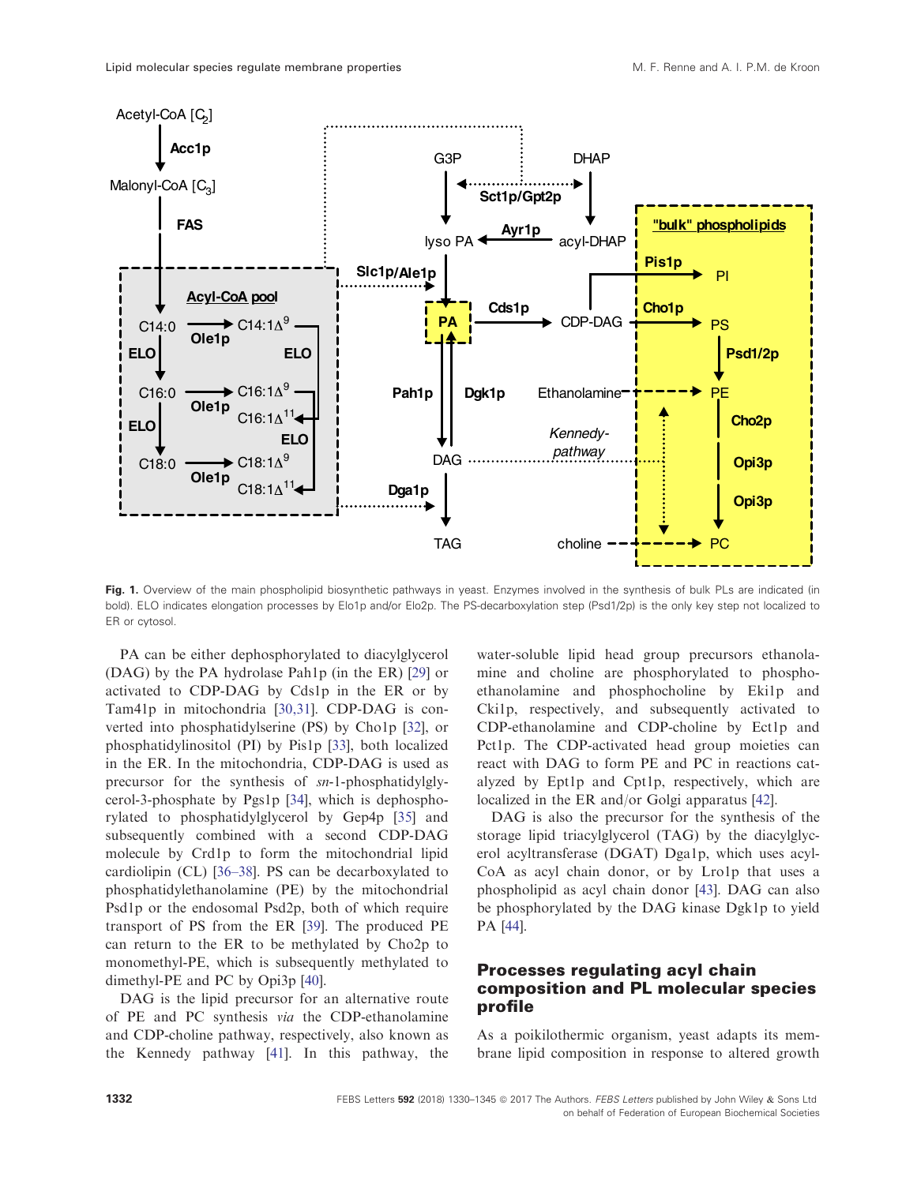**Fig. 1.** Overview of the main phospholipid biosynthetic pathways in yeast. Enzymes involved in the synthesis of bulk PLs are indicated (in bold). ELO indicates elongation processes by Elo1p and/or Elo2p. The PS-decarboxylation step (Psd1/2p) is the only key step not localized to ER or cytosol.

PA can be either dephosphorylated to diacylglycerol (DAG) by the PA hydrolase Pah1p (in the ER) [29] or activated to CDP-DAG by Cds1p in the ER or by Tam41p in mitochondria [30,31]. CDP-DAG is converted into phosphatidylserine (PS) by Cho1p [32], or phosphatidylinositol (PI) by Pis1p [33], both localized in the ER. In the mitochondria, CDP-DAG is used as precursor for the synthesis of *sn*-1-phosphatidylglycerol-3-phosphate by Pgs1p [34], which is dephosphorylated to phosphatidylglycerol by Gep4p [35] and subsequently combined with a second CDP-DAG molecule by Crd1p to form the mitochondrial lipid cardiolipin (CL) [36–38]. PS can be decarboxylated to phosphatidylethanolamine (PE) by the mitochondrial Psd1p or the endosomal Psd2p, both of which require transport of PS from the ER [39]. The produced PE can return to the ER to be methylated by Cho2p to monomethyl-PE, which is subsequently methylated to dimethyl-PE and PC by Opi3p [40].

DAG is the lipid precursor for an alternative route of PE and PC synthesis *via* the CDP-ethanolamine and CDP-choline pathway, respectively, also known as the Kennedy pathway [41]. In this pathway, the water-soluble lipid head group precursors ethanolamine and choline are phosphorylated to phosphoethanolamine and phosphocholine by Eki1p and Cki1p, respectively, and subsequently activated to CDP-ethanolamine and CDP-choline by Ect1p and Pct1p. The CDP-activated head group moieties can react with DAG to form PE and PC in reactions catalyzed by Ept1p and Cpt1p, respectively, which are localized in the ER and/or Golgi apparatus [42].

DAG is also the precursor for the synthesis of the storage lipid triacylglycerol (TAG) by the diacylglycerol acyltransferase (DGAT) Dga1p, which uses acyl-CoA as acyl chain donor, or by Lro1p that uses a phospholipid as acyl chain donor [43]. DAG can also be phosphorylated by the DAG kinase Dgk1p to yield PA [44].

## Processes regulating acyl chain composition and PL molecular species profile

As a poikilothermic organism, yeast adapts its membrane lipid composition in response to altered growth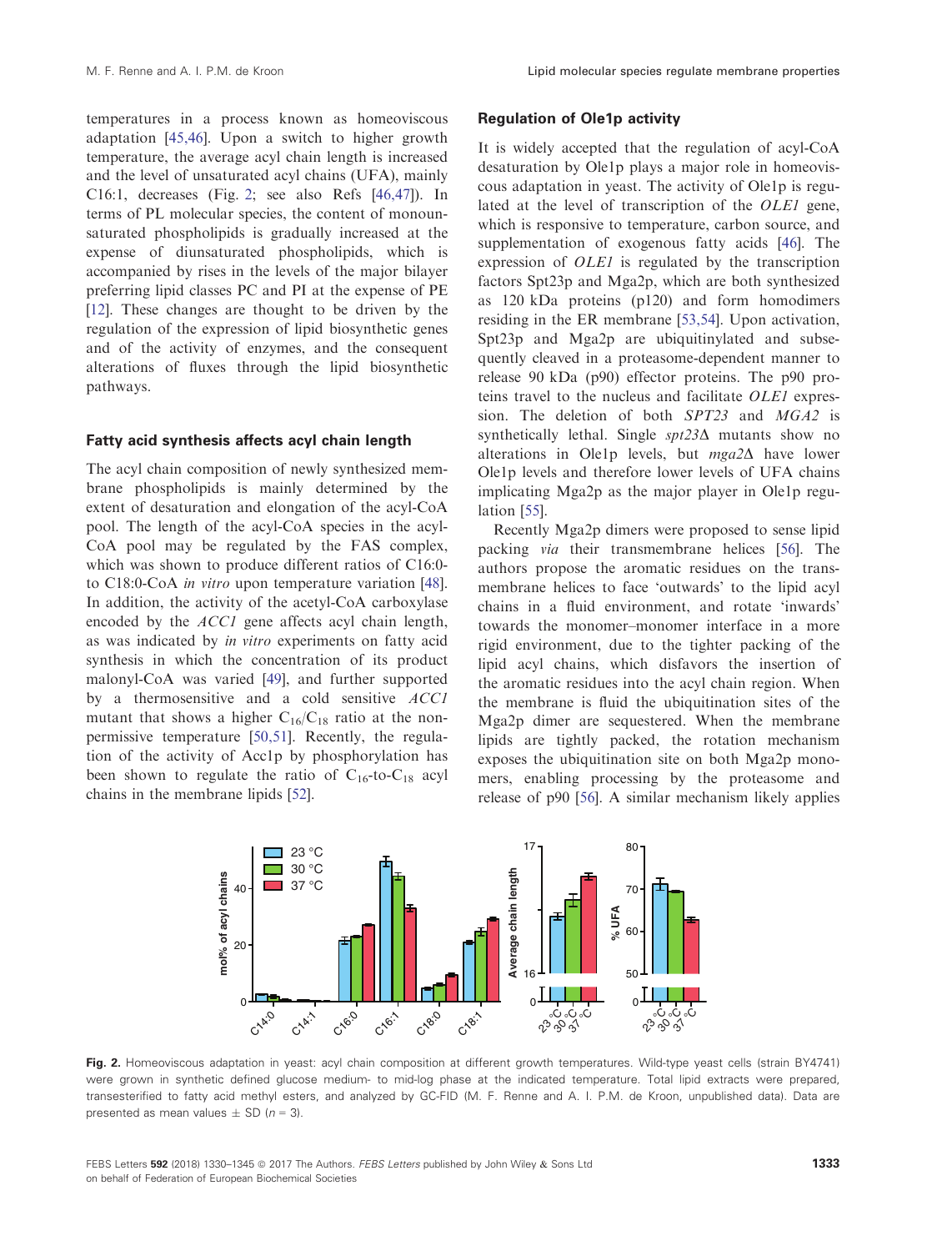temperatures in a process known as homeoviscous adaptation [45,46]. Upon a switch to higher growth temperature, the average acyl chain length is increased and the level of unsaturated acyl chains (UFA), mainly C16:1, decreases (Fig. 2; see also Refs [46,47]). In terms of PL molecular species, the content of monounsaturated phospholipids is gradually increased at the expense of diunsaturated phospholipids, which is accompanied by rises in the levels of the major bilayer preferring lipid classes PC and PI at the expense of PE [12]. These changes are thought to be driven by the regulation of the expression of lipid biosynthetic genes and of the activity of enzymes, and the consequent alterations of fluxes through the lipid biosynthetic pathways.

### Fatty acid synthesis affects acyl chain length

The acyl chain composition of newly synthesized membrane phospholipids is mainly determined by the extent of desaturation and elongation of the acyl-CoA pool. The length of the acyl-CoA species in the acyl-CoA pool may be regulated by the FAS complex, which was shown to produce different ratios of C16:0- to C18:0-CoA *in vitro* upon temperature variation [48]. In addition, the activity of the acetyl-CoA carboxylase encoded by the *ACC1* gene affects acyl chain length, as was indicated by *in vitro* experiments on fatty acid synthesis in which the concentration of its product malonyl-CoA was varied [49], and further supported by a thermosensitive and a cold sensitive *ACC1* mutant that shows a higher $C_{16}/C_{18}$ ratio at the non-permissive temperature [50,51]. Recently, the regulation of the activity of Acc1p by phosphorylation has been shown to regulate the ratio of $C_{16}$-to-$C_{18}$ acyl chains in the membrane lipids [52].

### Regulation of Ole1p activity

It is widely accepted that the regulation of acyl-CoA desaturation by Ole1p plays a major role in homeoviscous adaptation in yeast. The activity of Ole1p is regulated at the level of transcription of the *OLE1* gene, which is responsive to temperature, carbon source, and supplementation of exogenous fatty acids [46]. The expression of *OLE1* is regulated by the transcription factors Spt23p and Mga2p, which are both synthesized as 120 kDa proteins (p120) and form homodimers residing in the ER membrane [53,54]. Upon activation, Spt23p and Mga2p are ubiquitinylated and subsequently cleaved in a proteasome-dependent manner to release 90 kDa (p90) effector proteins. The p90 proteins travel to the nucleus and facilitate *OLE1* expression. The deletion of both *SPT23* and *MGA2* is synthetically lethal. Single *spt23Δ* mutants show no alterations in Ole1p levels, but *mga2Δ* have lower Ole1p levels and therefore lower levels of UFA chains implicating Mga2p as the major player in Ole1p regulation [55].

Recently Mga2p dimers were proposed to sense lipid packing *via* their transmembrane helices [56]. The authors propose the aromatic residues on the transmembrane helices to face 'outwards' to the lipid acyl chains in a fluid environment, and rotate 'inwards' towards the monomer–monomer interface in a more rigid environment, due to the tighter packing of the lipid acyl chains, which disfavors the insertion of the aromatic residues into the acyl chain region. When the membrane is fluid the ubiquitination sites of the Mga2p dimer are sequestered. When the membrane lipids are tightly packed, the rotation mechanism exposes the ubiquitination site on both Mga2p monomers, enabling processing by the proteasome and release of p90 [56]. A similar mechanism likely applies

**Fig. 2.** Homeoviscous adaptation in yeast: acyl chain composition at different growth temperatures. Wild-type yeast cells (strain BY4741) were grown in synthetic defined glucose medium- to mid-log phase at the indicated temperature. Total lipid extracts were prepared, transesterified to fatty acid methyl esters, and analyzed by GC-FID (M. F. Renne and A. I. P.M. de Kroon, unpublished data). Data are presented as mean values ± SD ($n = 3$).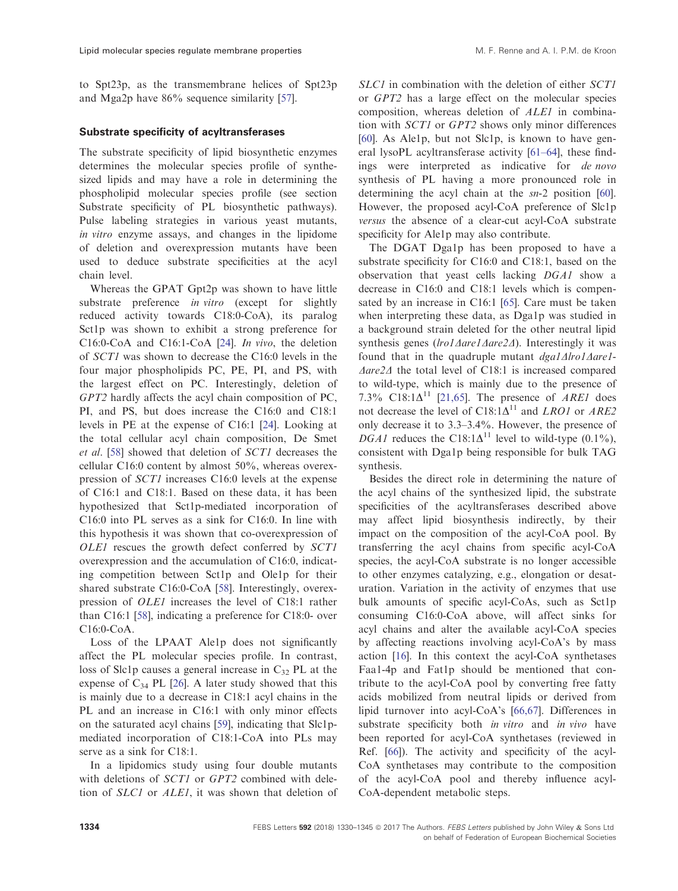to Spt23p, as the transmembrane helices of Spt23p and Mga2p have 86% sequence similarity [57].

### Substrate specificity of acyltransferases

The substrate specificity of lipid biosynthetic enzymes determines the molecular species profile of synthesized lipids and may have a role in determining the phospholipid molecular species profile (see section Substrate specificity of PL biosynthetic pathways). Pulse labeling strategies in various yeast mutants, *in vitro* enzyme assays, and changes in the lipidome of deletion and overexpression mutants have been used to deduce substrate specificities at the acyl chain level.

Whereas the GPAT Gpt2p was shown to have little substrate preference *in vitro* (except for slightly reduced activity towards C18:0-CoA), its paralog Sct1p was shown to exhibit a strong preference for C16:0-CoA and C16:1-CoA [24]. *In vivo*, the deletion of *SCT1* was shown to decrease the C16:0 levels in the four major phospholipids PC, PE, PI, and PS, with the largest effect on PC. Interestingly, deletion of *GPT2* hardly affects the acyl chain composition of PC, PI, and PS, but does increase the C16:0 and C18:1 levels in PE at the expense of C16:1 [24]. Looking at the total cellular acyl chain composition, De Smet *et al*. [58] showed that deletion of *SCT1* decreases the cellular C16:0 content by almost 50%, whereas overexpression of *SCT1* increases C16:0 levels at the expense of C16:1 and C18:1. Based on these data, it has been hypothesized that Sct1p-mediated incorporation of C16:0 into PL serves as a sink for C16:0. In line with this hypothesis it was shown that co-overexpression of *OLE1* rescues the growth defect conferred by *SCT1* overexpression and the accumulation of C16:0, indicating competition between Sct1p and Ole1p for their shared substrate C16:0-CoA [58]. Interestingly, overexpression of *OLE1* increases the level of C18:1 rather than C16:1 [58], indicating a preference for C18:0- over C16:0-CoA.

Loss of the LPAAT Ale1p does not significantly affect the PL molecular species profile. In contrast, loss of Slc1p causes a general increase in $C_{32}$ PL at the expense of $C_{34}$ PL [26]. A later study showed that this is mainly due to a decrease in C18:1 acyl chains in the PL and an increase in C16:1 with only minor effects on the saturated acyl chains [59], indicating that Slc1p-mediated incorporation of C18:1-CoA into PLs may serve as a sink for C18:1.

In a lipidomics study using four double mutants with deletions of *SCT1* or *GPT2* combined with deletion of *SLC1* or *ALE1*, it was shown that deletion of *SLC1* in combination with the deletion of either *SCT1* or *GPT2* has a large effect on the molecular species composition, whereas deletion of *ALE1* in combination with *SCT1* or *GPT2* shows only minor differences [60]. As Ale1p, but not Slc1p, is known to have general lysoPL acyltransferase activity [61–64], these findings were interpreted as indicative for *de novo* synthesis of PL having a more pronounced role in determining the acyl chain at the *sn*-2 position [60]. However, the proposed acyl-CoA preference of Slc1p *versus* the absence of a clear-cut acyl-CoA substrate specificity for Ale1p may also contribute.

The DGAT Dga1p has been proposed to have a substrate specificity for C16:0 and C18:1, based on the observation that yeast cells lacking *DGA1* show a decrease in C16:0 and C18:1 levels which is compensated by an increase in C16:1 [65]. Care must be taken when interpreting these data, as Dga1p was studied in a background strain deleted for the other neutral lipid synthesis genes (*lro1Δare1Δare2Δ*). Interestingly it was found that in the quadruple mutant *dga1Δlro1Δare1-Δare2Δ* the total level of C18:1 is increased compared to wild-type, which is mainly due to the presence of 7.3% C18:1$\Delta^{11}$ [21,65]. The presence of *ARE1* does not decrease the level of C18:1$\Delta^{11}$ and *LRO1* or *ARE2* only decrease it to 3.3–3.4%. However, the presence of *DGA1* reduces the C18:1$\Delta^{11}$ level to wild-type (0.1%), consistent with Dga1p being responsible for bulk TAG synthesis.

Besides the direct role in determining the nature of the acyl chains of the synthesized lipid, the substrate specificities of the acyltransferases described above may affect lipid biosynthesis indirectly, by their impact on the composition of the acyl-CoA pool. By transferring the acyl chains from specific acyl-CoA species, the acyl-CoA substrate is no longer accessible to other enzymes catalyzing, e.g., elongation or desaturation. Variation in the activity of enzymes that use bulk amounts of specific acyl-CoAs, such as Sct1p consuming C16:0-CoA above, will affect sinks for acyl chains and alter the available acyl-CoA species by affecting reactions involving acyl-CoA's by mass action [16]. In this context the acyl-CoA synthetases Faa1-4p and Fat1p should be mentioned that contribute to the acyl-CoA pool by converting free fatty acids mobilized from neutral lipids or derived from lipid turnover into acyl-CoA's [66,67]. Differences in substrate specificity both *in vitro* and *in vivo* have been reported for acyl-CoA synthetases (reviewed in Ref. [66]). The activity and specificity of the acyl-CoA synthetases may contribute to the composition of the acyl-CoA pool and thereby influence acyl-CoA-dependent metabolic steps.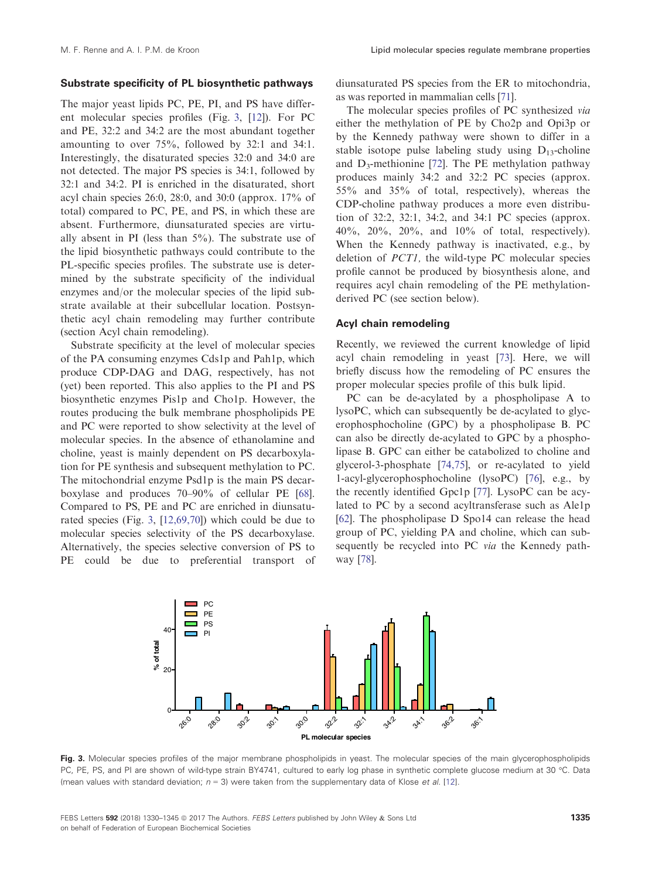### Substrate specificity of PL biosynthetic pathways

The major yeast lipids PC, PE, PI, and PS have different molecular species profiles (Fig. 3, [12]). For PC and PE, 32:2 and 34:2 are the most abundant together amounting to over 75%, followed by 32:1 and 34:1. Interestingly, the disaturated species 32:0 and 34:0 are not detected. The major PS species is 34:1, followed by 32:1 and 34:2. PI is enriched in the disaturated, short acyl chain species 26:0, 28:0, and 30:0 (approx. 17% of total) compared to PC, PE, and PS, in which these are absent. Furthermore, diunsaturated species are virtually absent in PI (less than 5%). The substrate use of the lipid biosynthetic pathways could contribute to the PL-specific species profiles. The substrate use is determined by the substrate specificity of the individual enzymes and/or the molecular species of the lipid substrate available at their subcellular location. Postsynthetic acyl chain remodeling may further contribute (section Acyl chain remodeling).

Substrate specificity at the level of molecular species of the PA consuming enzymes Cds1p and Pah1p, which produce CDP-DAG and DAG, respectively, has not (yet) been reported. This also applies to the PI and PS biosynthetic enzymes Pis1p and Cho1p. However, the routes producing the bulk membrane phospholipids PE and PC were reported to show selectivity at the level of molecular species. In the absence of ethanolamine and choline, yeast is mainly dependent on PS decarboxylation for PE synthesis and subsequent methylation to PC. The mitochondrial enzyme Psd1p is the main PS decarboxylase and produces 70–90% of cellular PE [68]. Compared to PS, PE and PC are enriched in diunsaturated species (Fig. 3, [12,69,70]) which could be due to molecular species selectivity of the PS decarboxylase. Alternatively, the species selective conversion of PS to PE could be due to preferential transport of diunsaturated PS species from the ER to mitochondria, as was reported in mammalian cells [71].

The molecular species profiles of PC synthesized *via* either the methylation of PE by Cho2p and Opi3p or by the Kennedy pathway were shown to differ in a stable isotope pulse labeling study using $D_{13}$-choline and $D_3$-methionine [72]. The PE methylation pathway produces mainly 34:2 and 32:2 PC species (approx. 55% and 35% of total, respectively), whereas the CDP-choline pathway produces a more even distribution of 32:2, 32:1, 34:2, and 34:1 PC species (approx. 40%, 20%, 20%, and 10% of total, respectively). When the Kennedy pathway is inactivated, e.g., by deletion of *PCT1,* the wild-type PC molecular species profile cannot be produced by biosynthesis alone, and requires acyl chain remodeling of the PE methylation-derived PC (see section below).

### Acyl chain remodeling

Recently, we reviewed the current knowledge of lipid acyl chain remodeling in yeast [73]. Here, we will briefly discuss how the remodeling of PC ensures the proper molecular species profile of this bulk lipid.

PC can be de-acylated by a phospholipase A to lysoPC, which can subsequently be de-acylated to glycerophosphocholine (GPC) by a phospholipase B. PC can also be directly de-acylated to GPC by a phospholipase B. GPC can either be catabolized to choline and glycerol-3-phosphate [74,75], or re-acylated to yield 1-acyl-glycerophosphocholine (lysoPC) [76], e.g., by the recently identified Gpc1p [77]. LysoPC can be acylated to PC by a second acyltransferase such as Ale1p [62]. The phospholipase D Spo14 can release the head group of PC, yielding PA and choline, which can subsequently be recycled into PC *via* the Kennedy pathway [78].

**Fig. 3.** Molecular species profiles of the major membrane phospholipids in yeast. The molecular species of the main glycerophospholipids PC, PE, PS, and PI are shown of wild-type strain BY4741, cultured to early log phase in synthetic complete glucose medium at 30 °C. Data (mean values with standard deviation; $n = 3$) were taken from the supplementary data of Klose *et al.* [12].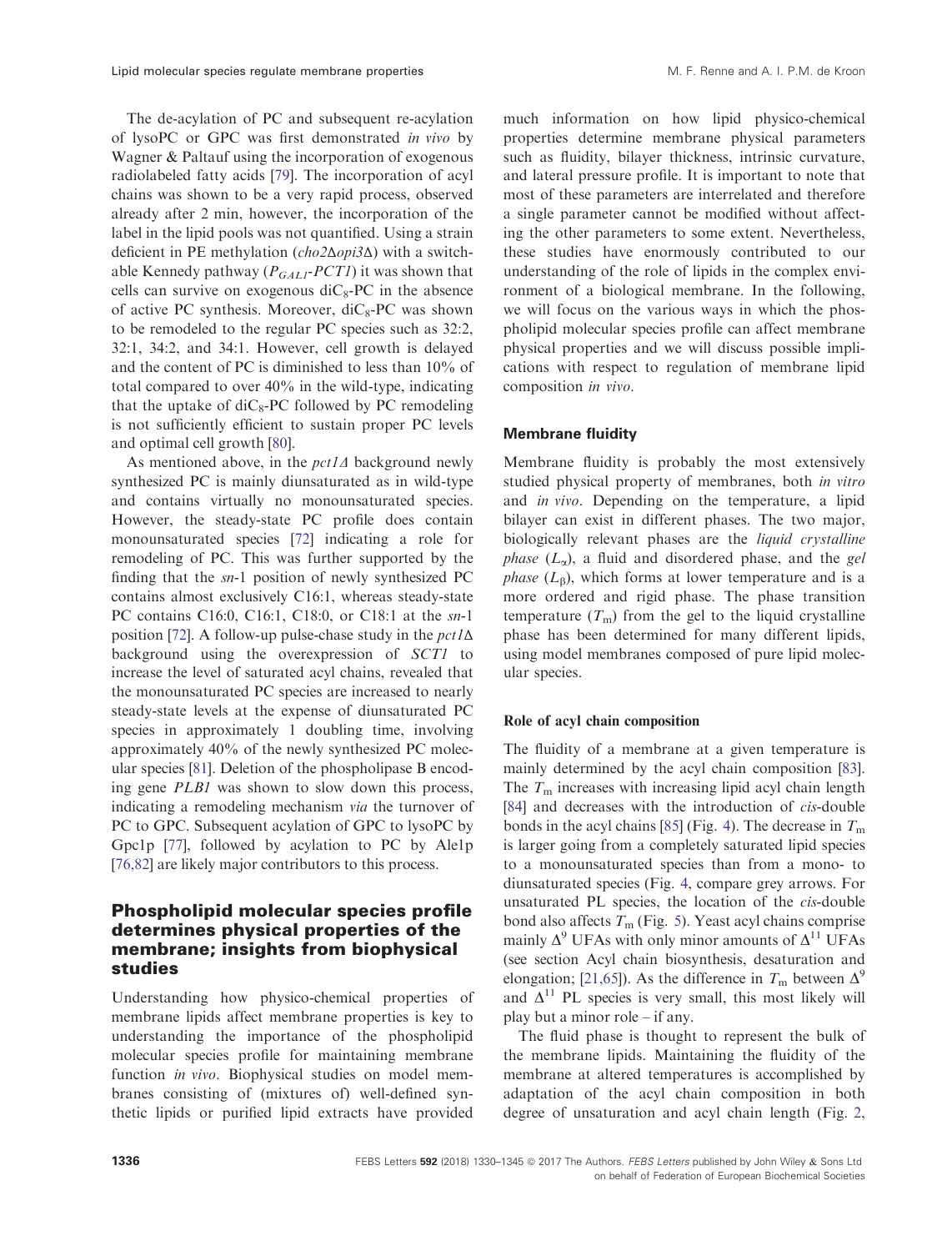The de-acylation of PC and subsequent re-acylation of lysoPC or GPC was first demonstrated *in vivo* by Wagner & Paltauf using the incorporation of exogenous radiolabeled fatty acids [79]. The incorporation of acyl chains was shown to be a very rapid process, observed already after 2 min, however, the incorporation of the label in the lipid pools was not quantified. Using a strain deficient in PE methylation (*cho2Δopi3Δ*) with a switchable Kennedy pathway ($P_{GAL1}$-*PCT1*) it was shown that cells can survive on exogenous di$C_8$-PC in the absence of active PC synthesis. Moreover, di$C_8$-PC was shown to be remodeled to the regular PC species such as 32:2, 32:1, 34:2, and 34:1. However, cell growth is delayed and the content of PC is diminished to less than 10% of total compared to over 40% in the wild-type, indicating that the uptake of di$C_8$-PC followed by PC remodeling is not sufficiently efficient to sustain proper PC levels and optimal cell growth [80].

As mentioned above, in the *pct1Δ* background newly synthesized PC is mainly diunsaturated as in wild-type and contains virtually no monounsaturated species. However, the steady-state PC profile does contain monounsaturated species [72] indicating a role for remodeling of PC. This was further supported by the finding that the *sn*-1 position of newly synthesized PC contains almost exclusively C16:1, whereas steady-state PC contains C16:0, C16:1, C18:0, or C18:1 at the *sn*-1 position [72]. A follow-up pulse-chase study in the *pct1Δ* background using the overexpression of *SCT1* to increase the level of saturated acyl chains, revealed that the monounsaturated PC species are increased to nearly steady-state levels at the expense of diunsaturated PC species in approximately 1 doubling time, involving approximately 40% of the newly synthesized PC molecular species [81]. Deletion of the phospholipase B encoding gene *PLB1* was shown to slow down this process, indicating a remodeling mechanism *via* the turnover of PC to GPC. Subsequent acylation of GPC to lysoPC by Gpc1p [77], followed by acylation to PC by Ale1p [76,82] are likely major contributors to this process.

## Phospholipid molecular species profile determines physical properties of the membrane; insights from biophysical studies

Understanding how physico-chemical properties of membrane lipids affect membrane properties is key to understanding the importance of the phospholipid molecular species profile for maintaining membrane function *in vivo*. Biophysical studies on model membranes consisting of (mixtures of) well-defined synthetic lipids or purified lipid extracts have provided much information on how lipid physico-chemical properties determine membrane physical parameters such as fluidity, bilayer thickness, intrinsic curvature, and lateral pressure profile. It is important to note that most of these parameters are interrelated and therefore a single parameter cannot be modified without affecting the other parameters to some extent. Nevertheless, these studies have enormously contributed to our understanding of the role of lipids in the complex environment of a biological membrane. In the following, we will focus on the various ways in which the phospholipid molecular species profile can affect membrane physical properties and we will discuss possible implications with respect to regulation of membrane lipid composition *in vivo*.

### Membrane fluidity

Membrane fluidity is probably the most extensively studied physical property of membranes, both *in vitro* and *in vivo*. Depending on the temperature, a lipid bilayer can exist in different phases. The two major, biologically relevant phases are the *liquid crystalline phase* ($L_\alpha$), a fluid and disordered phase, and the *gel phase* ($L_\beta$), which forms at lower temperature and is a more ordered and rigid phase. The phase transition temperature ($T_m$) from the gel to the liquid crystalline phase has been determined for many different lipids, using model membranes composed of pure lipid molecular species.

#### Role of acyl chain composition

The fluidity of a membrane at a given temperature is mainly determined by the acyl chain composition [83]. The $T_m$ increases with increasing lipid acyl chain length [84] and decreases with the introduction of *cis*-double bonds in the acyl chains [85] (Fig. 4). The decrease in $T_m$ is larger going from a completely saturated lipid species to a monounsaturated species than from a mono- to diunsaturated species (Fig. 4, compare grey arrows. For unsaturated PL species, the location of the *cis*-double bond also affects $T_m$ (Fig. 5). Yeast acyl chains comprise mainly $\Delta^9$ UFAs with only minor amounts of $\Delta^{11}$ UFAs (see section Acyl chain biosynthesis, desaturation and elongation; [21,65]). As the difference in $T_m$ between $\Delta^9$ and $\Delta^{11}$ PL species is very small, this most likely will play but a minor role – if any.

The fluid phase is thought to represent the bulk of the membrane lipids. Maintaining the fluidity of the membrane at altered temperatures is accomplished by adaptation of the acyl chain composition in both degree of unsaturation and acyl chain length (Fig. 2,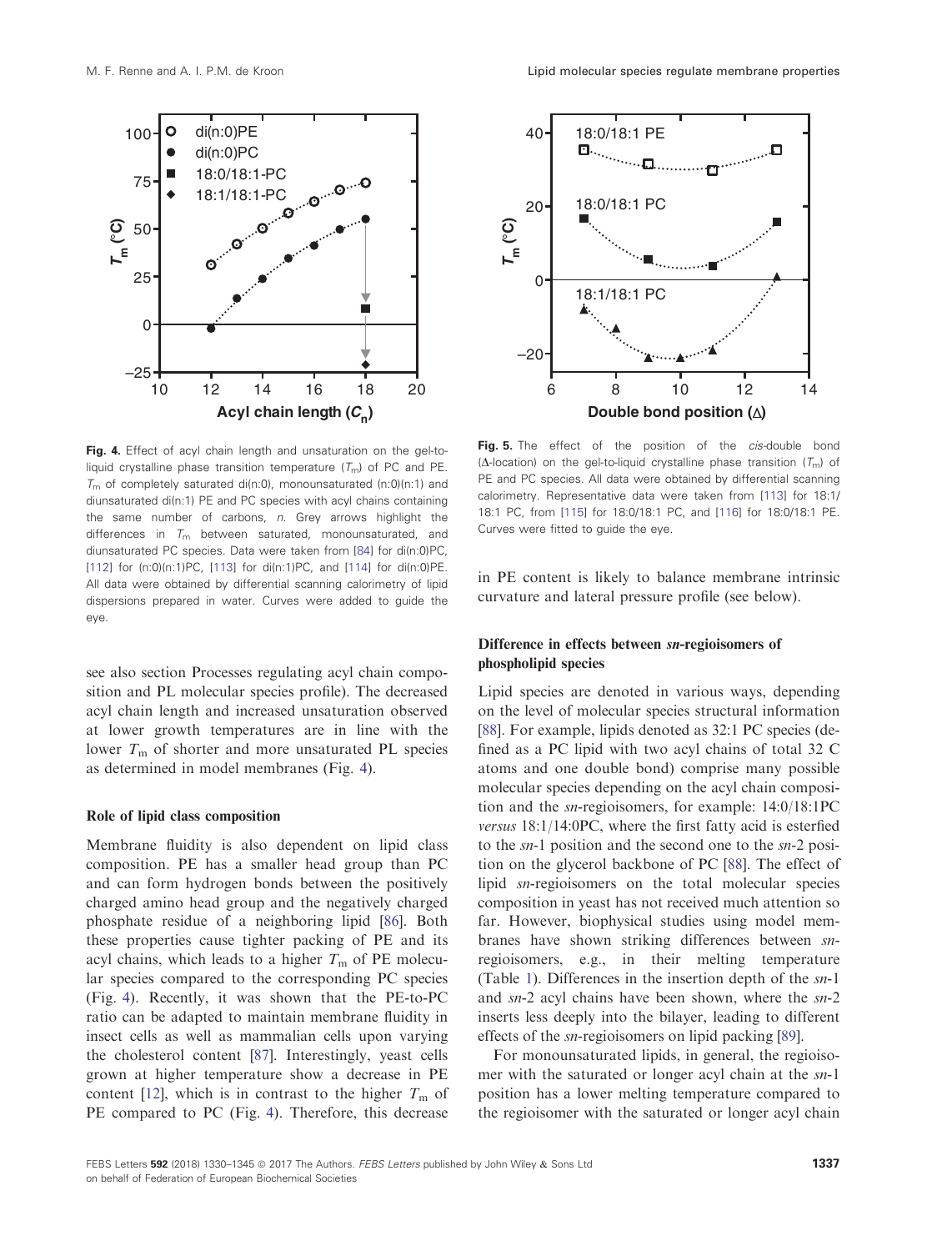**Fig. 4.** Effect of acyl chain length and unsaturation on the gel-to-liquid crystalline phase transition temperature ($T_m$) of PC and PE. $T_m$ of completely saturated di(n:0), monounsaturated (n:0)(n:1) and diunsaturated di(n:1) PE and PC species with acyl chains containing the same number of carbons, *n*. Grey arrows highlight the differences in $T_m$ between saturated, monounsaturated, and diunsaturated PC species. Data were taken from [84] for di(n:0)PC, [112] for (n:0)(n:1)PC, [113] for di(n:1)PC, and [114] for di(n:0)PE. All data were obtained by differential scanning calorimetry of lipid dispersions prepared in water. Curves were added to guide the eye.

**Fig. 5.** The effect of the position of the *cis*-double bond (Δ-location) on the gel-to-liquid crystalline phase transition ($T_m$) of PE and PC species. All data were obtained by differential scanning calorimetry. Representative data were taken from [113] for 18:1/18:1 PC, from [115] for 18:0/18:1 PC, and [116] for 18:0/18:1 PE. Curves were fitted to guide the eye.

see also section Processes regulating acyl chain composition and PL molecular species profile). The decreased acyl chain length and increased unsaturation observed at lower growth temperatures are in line with the lower $T_m$ of shorter and more unsaturated PL species as determined in model membranes (Fig. 4).

### Role of lipid class composition

Membrane fluidity is also dependent on lipid class composition. PE has a smaller head group than PC and can form hydrogen bonds between the positively charged amino head group and the negatively charged phosphate residue of a neighboring lipid [86]. Both these properties cause tighter packing of PE and its acyl chains, which leads to a higher $T_m$ of PE molecular species compared to the corresponding PC species (Fig. 4). Recently, it was shown that the PE-to-PC ratio can be adapted to maintain membrane fluidity in insect cells as well as mammalian cells upon varying the cholesterol content [87]. Interestingly, yeast cells grown at higher temperature show a decrease in PE content [12], which is in contrast to the higher $T_m$ of PE compared to PC (Fig. 4). Therefore, this decrease in PE content is likely to balance membrane intrinsic curvature and lateral pressure profile (see below).

### Difference in effects between *sn*-regioisomers of phospholipid species

Lipid species are denoted in various ways, depending on the level of molecular species structural information [88]. For example, lipids denoted as 32:1 PC species (defined as a PC lipid with two acyl chains of total 32 C atoms and one double bond) comprise many possible molecular species depending on the acyl chain composition and the *sn*-regioisomers, for example: 14:0/18:1PC *versus* 18:1/14:0PC, where the first fatty acid is esterfied to the *sn*-1 position and the second one to the *sn*-2 position on the glycerol backbone of PC [88]. The effect of lipid *sn*-regioisomers on the total molecular species composition in yeast has not received much attention so far. However, biophysical studies using model membranes have shown striking differences between *sn*-regioisomers, e.g., in their melting temperature (Table 1). Differences in the insertion depth of the *sn*-1 and *sn*-2 acyl chains have been shown, where the *sn*-2 inserts less deeply into the bilayer, leading to different effects of the *sn*-regioisomers on lipid packing [89].

For monounsaturated lipids, in general, the regioisomer with the saturated or longer acyl chain at the *sn*-1 position has a lower melting temperature compared to the regioisomer with the saturated or longer acyl chain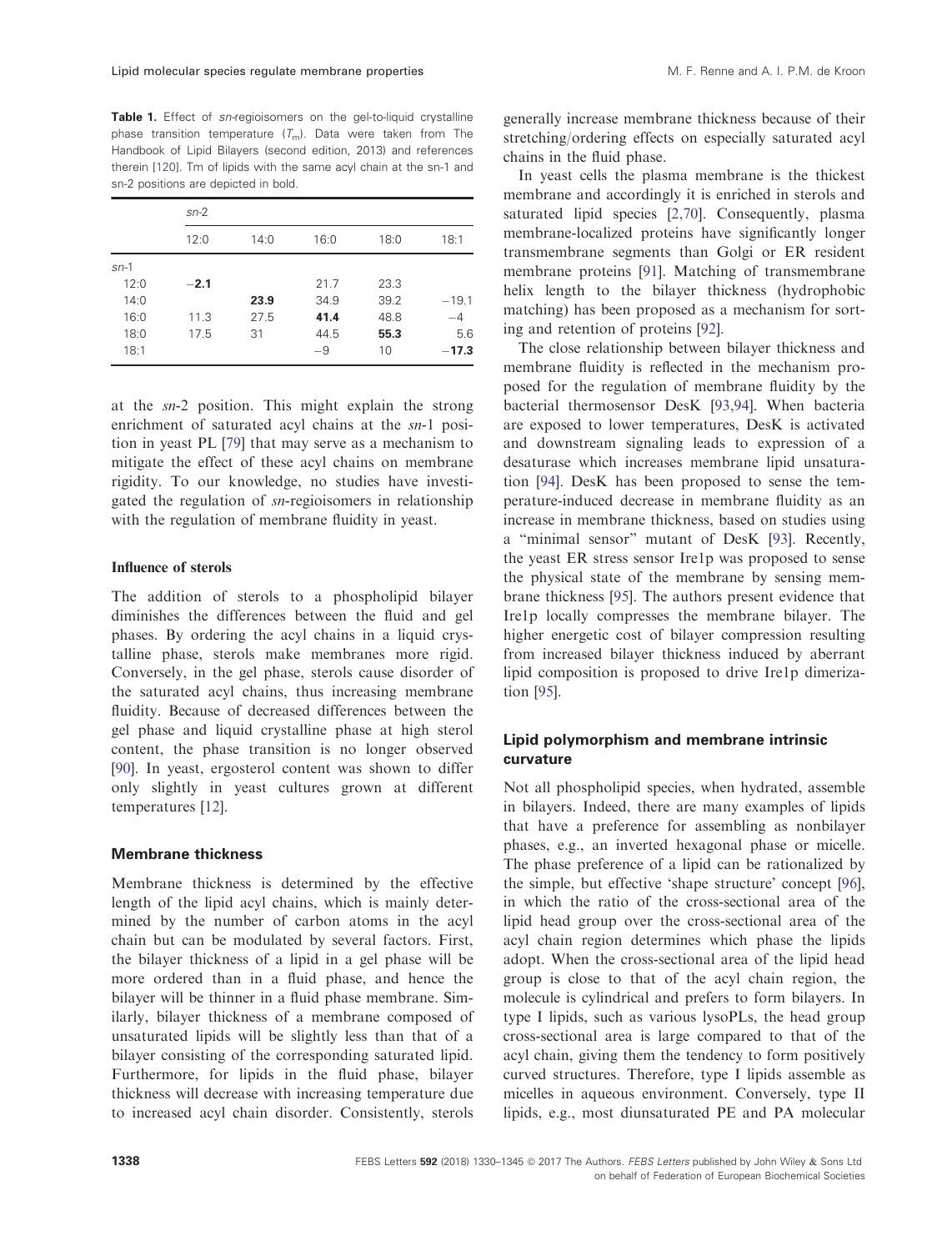**Table 1.** Effect of *sn*-regioisomers on the gel-to-liquid crystalline phase transition temperature ($T_m$). Data were taken from The Handbook of Lipid Bilayers (second edition, 2013) and references therein [120]. Tm of lipids with the same acyl chain at the sn-1 and sn-2 positions are depicted in bold.

| | *sn*-2 | | | | |
|---|---|---|---|---|---|
| | 12:0 | 14:0 | 16:0 | 18:0 | 18:1 |
| *sn*-1 | | | | | |
| 12:0 | **−2.1** | | 21.7 | 23.3 | |
| 14:0 | | **23.9** | 34.9 | 39.2 | −19.1 |
| 16:0 | 11.3 | 27.5 | **41.4** | 48.8 | −4 |
| 18:0 | 17.5 | 31 | 44.5 | **55.3** | 5.6 |
| 18:1 | | | −9 | 10 | **−17.3** |

at the *sn*-2 position. This might explain the strong enrichment of saturated acyl chains at the *sn*-1 position in yeast PL [79] that may serve as a mechanism to mitigate the effect of these acyl chains on membrane rigidity. To our knowledge, no studies have investigated the regulation of *sn*-regioisomers in relationship with the regulation of membrane fluidity in yeast.

### Influence of sterols

The addition of sterols to a phospholipid bilayer diminishes the differences between the fluid and gel phases. By ordering the acyl chains in a liquid crystalline phase, sterols make membranes more rigid. Conversely, in the gel phase, sterols cause disorder of the saturated acyl chains, thus increasing membrane fluidity. Because of decreased differences between the gel phase and liquid crystalline phase at high sterol content, the phase transition is no longer observed [90]. In yeast, ergosterol content was shown to differ only slightly in yeast cultures grown at different temperatures [12].

## Membrane thickness

Membrane thickness is determined by the effective length of the lipid acyl chains, which is mainly determined by the number of carbon atoms in the acyl chain but can be modulated by several factors. First, the bilayer thickness of a lipid in a gel phase will be more ordered than in a fluid phase, and hence the bilayer will be thinner in a fluid phase membrane. Similarly, bilayer thickness of a membrane composed of unsaturated lipids will be slightly less than that of a bilayer consisting of the corresponding saturated lipid. Furthermore, for lipids in the fluid phase, bilayer thickness will decrease with increasing temperature due to increased acyl chain disorder. Consistently, sterols generally increase membrane thickness because of their stretching/ordering effects on especially saturated acyl chains in the fluid phase.

In yeast cells the plasma membrane is the thickest membrane and accordingly it is enriched in sterols and saturated lipid species [2,70]. Consequently, plasma membrane-localized proteins have significantly longer transmembrane segments than Golgi or ER resident membrane proteins [91]. Matching of transmembrane helix length to the bilayer thickness (hydrophobic matching) has been proposed as a mechanism for sorting and retention of proteins [92].

The close relationship between bilayer thickness and membrane fluidity is reflected in the mechanism proposed for the regulation of membrane fluidity by the bacterial thermosensor DesK [93,94]. When bacteria are exposed to lower temperatures, DesK is activated and downstream signaling leads to expression of a desaturase which increases membrane lipid unsaturation [94]. DesK has been proposed to sense the temperature-induced decrease in membrane fluidity as an increase in membrane thickness, based on studies using a “minimal sensor” mutant of DesK [93]. Recently, the yeast ER stress sensor Ire1p was proposed to sense the physical state of the membrane by sensing membrane thickness [95]. The authors present evidence that Ire1p locally compresses the membrane bilayer. The higher energetic cost of bilayer compression resulting from increased bilayer thickness induced by aberrant lipid composition is proposed to drive Ire1p dimerization [95].

## Lipid polymorphism and membrane intrinsic curvature

Not all phospholipid species, when hydrated, assemble in bilayers. Indeed, there are many examples of lipids that have a preference for assembling as nonbilayer phases, e.g., an inverted hexagonal phase or micelle. The phase preference of a lipid can be rationalized by the simple, but effective ‘shape structure’ concept [96], in which the ratio of the cross-sectional area of the lipid head group over the cross-sectional area of the acyl chain region determines which phase the lipids adopt. When the cross-sectional area of the lipid head group is close to that of the acyl chain region, the molecule is cylindrical and prefers to form bilayers. In type I lipids, such as various lysoPLs, the head group cross-sectional area is large compared to that of the acyl chain, giving them the tendency to form positively curved structures. Therefore, type I lipids assemble as micelles in aqueous environment. Conversely, type II lipids, e.g., most diunsaturated PE and PA molecular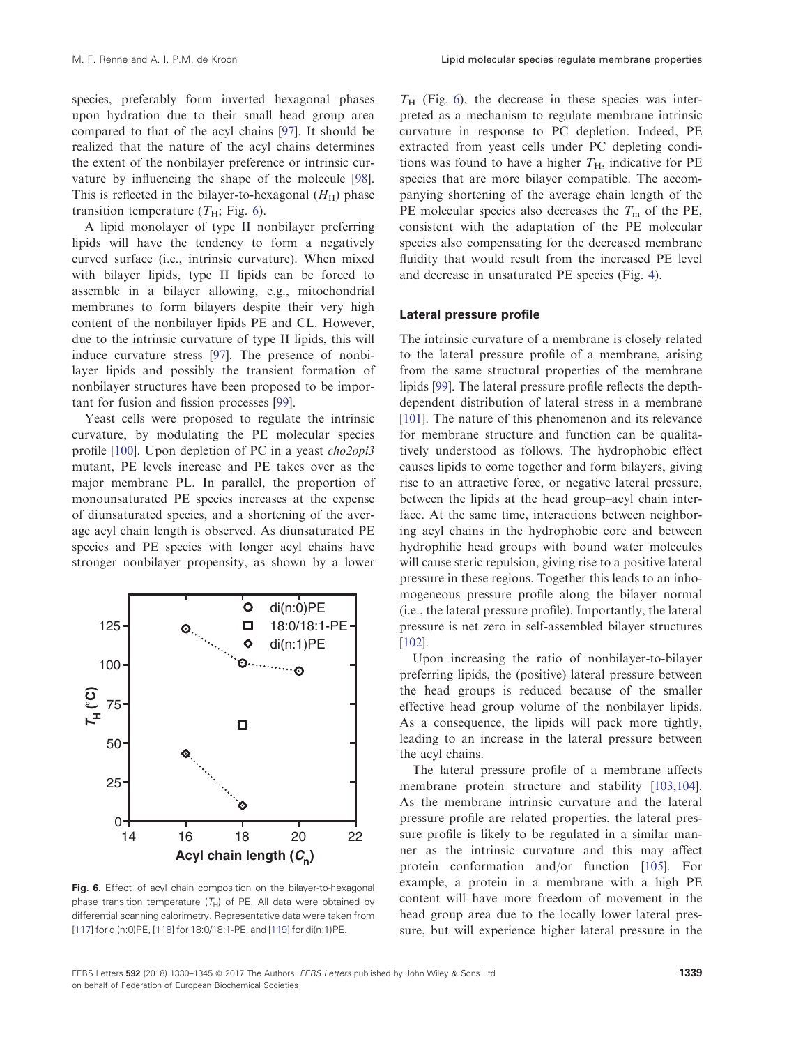species, preferably form inverted hexagonal phases upon hydration due to their small head group area compared to that of the acyl chains [97]. It should be realized that the nature of the acyl chains determines the extent of the nonbilayer preference or intrinsic curvature by influencing the shape of the molecule [98]. This is reflected in the bilayer-to-hexagonal ($H_{II}$) phase transition temperature ($T_H$; Fig. 6).

A lipid monolayer of type II nonbilayer preferring lipids will have the tendency to form a negatively curved surface (i.e., intrinsic curvature). When mixed with bilayer lipids, type II lipids can be forced to assemble in a bilayer allowing, e.g., mitochondrial membranes to form bilayers despite their very high content of the nonbilayer lipids PE and CL. However, due to the intrinsic curvature of type II lipids, this will induce curvature stress [97]. The presence of nonbilayer lipids and possibly the transient formation of nonbilayer structures have been proposed to be important for fusion and fission processes [99].

Yeast cells were proposed to regulate the intrinsic curvature, by modulating the PE molecular species profile [100]. Upon depletion of PC in a yeast *cho2opi3* mutant, PE levels increase and PE takes over as the major membrane PL. In parallel, the proportion of monounsaturated PE species increases at the expense of diunsaturated species, and a shortening of the average acyl chain length is observed. As diunsaturated PE species and PE species with longer acyl chains have stronger nonbilayer propensity, as shown by a lower $T_H$ (Fig. 6), the decrease in these species was interpreted as a mechanism to regulate membrane intrinsic curvature in response to PC depletion. Indeed, PE extracted from yeast cells under PC depleting conditions was found to have a higher $T_H$, indicative for PE species that are more bilayer compatible. The accompanying shortening of the average chain length of the PE molecular species also decreases the $T_m$ of the PE, consistent with the adaptation of the PE molecular species also compensating for the decreased membrane fluidity that would result from the increased PE level and decrease in unsaturated PE species (Fig. 4).

**Fig. 6.** Effect of acyl chain composition on the bilayer-to-hexagonal phase transition temperature ($T_H$) of PE. All data were obtained by differential scanning calorimetry. Representative data were taken from [117] for di(n:0)PE, [118] for 18:0/18:1-PE, and [119] for di(n:1)PE.

## Lateral pressure profile

The intrinsic curvature of a membrane is closely related to the lateral pressure profile of a membrane, arising from the same structural properties of the membrane lipids [99]. The lateral pressure profile reflects the depth-dependent distribution of lateral stress in a membrane [101]. The nature of this phenomenon and its relevance for membrane structure and function can be qualitatively understood as follows. The hydrophobic effect causes lipids to come together and form bilayers, giving rise to an attractive force, or negative lateral pressure, between the lipids at the head group–acyl chain interface. At the same time, interactions between neighboring acyl chains in the hydrophobic core and between hydrophilic head groups with bound water molecules will cause steric repulsion, giving rise to a positive lateral pressure in these regions. Together this leads to an inhomogeneous pressure profile along the bilayer normal (i.e., the lateral pressure profile). Importantly, the lateral pressure is net zero in self-assembled bilayer structures [102].

Upon increasing the ratio of nonbilayer-to-bilayer preferring lipids, the (positive) lateral pressure between the head groups is reduced because of the smaller effective head group volume of the nonbilayer lipids. As a consequence, the lipids will pack more tightly, leading to an increase in the lateral pressure between the acyl chains.

The lateral pressure profile of a membrane affects membrane protein structure and stability [103,104]. As the membrane intrinsic curvature and the lateral pressure profile are related properties, the lateral pressure profile is likely to be regulated in a similar manner as the intrinsic curvature and this may affect protein conformation and/or function [105]. For example, a protein in a membrane with a high PE content will have more freedom of movement in the head group area due to the locally lower lateral pressure, but will experience higher lateral pressure in the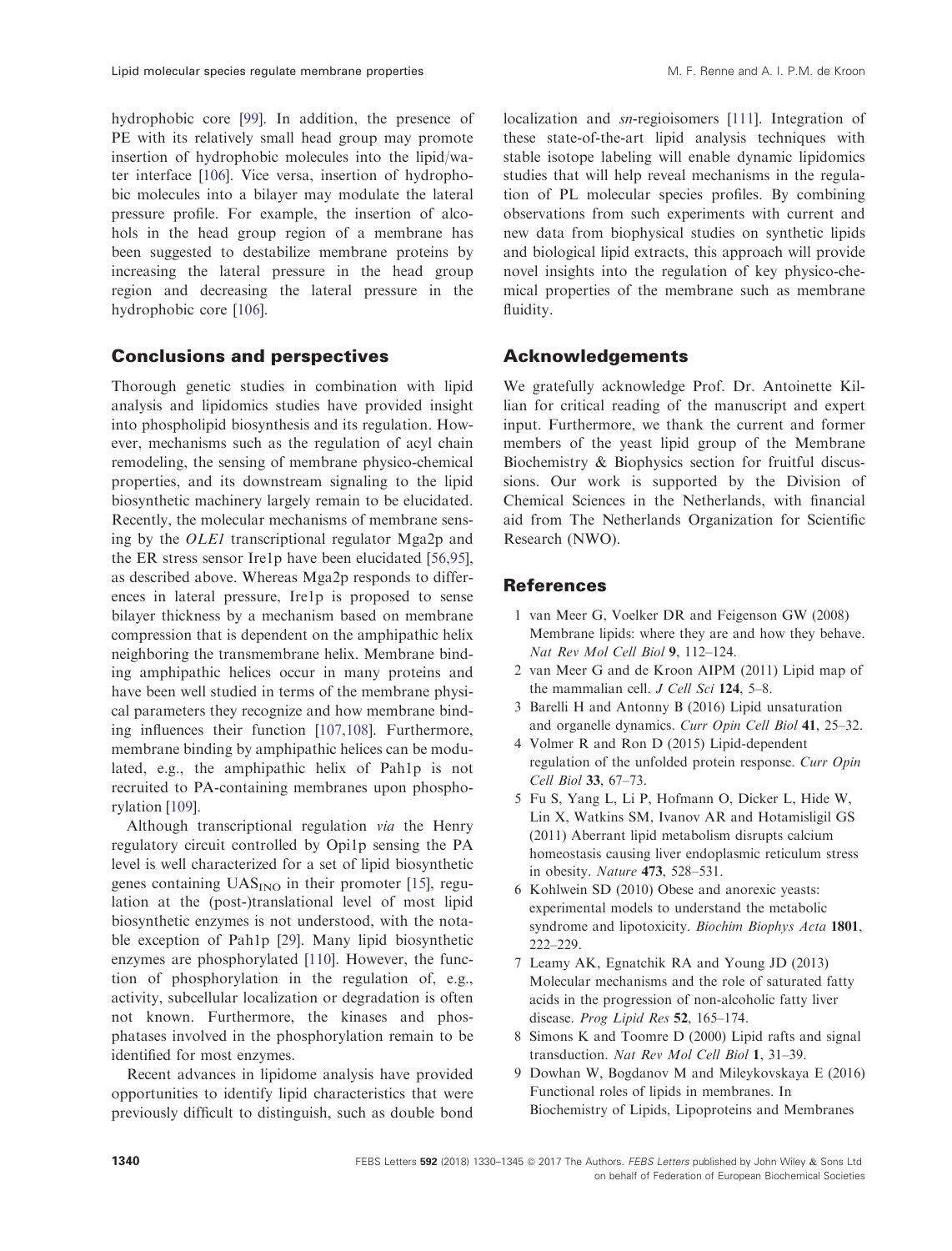hydrophobic core [99]. In addition, the presence of PE with its relatively small head group may promote insertion of hydrophobic molecules into the lipid/water interface [106]. Vice versa, insertion of hydrophobic molecules into a bilayer may modulate the lateral pressure profile. For example, the insertion of alcohols in the head group region of a membrane has been suggested to destabilize membrane proteins by increasing the lateral pressure in the head group region and decreasing the lateral pressure in the hydrophobic core [106].

## Conclusions and perspectives

Thorough genetic studies in combination with lipid analysis and lipidomics studies have provided insight into phospholipid biosynthesis and its regulation. However, mechanisms such as the regulation of acyl chain remodeling, the sensing of membrane physico-chemical properties, and its downstream signaling to the lipid biosynthetic machinery largely remain to be elucidated. Recently, the molecular mechanisms of membrane sensing by the *OLE1* transcriptional regulator Mga2p and the ER stress sensor Ire1p have been elucidated [56,95], as described above. Whereas Mga2p responds to differences in lateral pressure, Ire1p is proposed to sense bilayer thickness by a mechanism based on membrane compression that is dependent on the amphipathic helix neighboring the transmembrane helix. Membrane binding amphipathic helices occur in many proteins and have been well studied in terms of the membrane physical parameters they recognize and how membrane binding influences their function [107,108]. Furthermore, membrane binding by amphipathic helices can be modulated, e.g., the amphipathic helix of Pah1p is not recruited to PA-containing membranes upon phosphorylation [109].

Although transcriptional regulation *via* the Henry regulatory circuit controlled by Opi1p sensing the PA level is well characterized for a set of lipid biosynthetic genes containing $UAS_{INO}$ in their promoter [15], regulation at the (post-)translational level of most lipid biosynthetic enzymes is not understood, with the notable exception of Pah1p [29]. Many lipid biosynthetic enzymes are phosphorylated [110]. However, the function of phosphorylation in the regulation of, e.g., activity, subcellular localization or degradation is often not known. Furthermore, the kinases and phosphatases involved in the phosphorylation remain to be identified for most enzymes.

Recent advances in lipidome analysis have provided opportunities to identify lipid characteristics that were previously difficult to distinguish, such as double bond localization and *sn*-regioisomers [111]. Integration of these state-of-the-art lipid analysis techniques with stable isotope labeling will enable dynamic lipidomics studies that will help reveal mechanisms in the regulation of PL molecular species profiles. By combining observations from such experiments with current and new data from biophysical studies on synthetic lipids and biological lipid extracts, this approach will provide novel insights into the regulation of key physico-chemical properties of the membrane such as membrane fluidity.

## Acknowledgements

We gratefully acknowledge Prof. Dr. Antoinette Killian for critical reading of the manuscript and expert input. Furthermore, we thank the current and former members of the yeast lipid group of the Membrane Biochemistry & Biophysics section for fruitful discussions. Our work is supported by the Division of Chemical Sciences in the Netherlands, with financial aid from The Netherlands Organization for Scientific Research (NWO).

## References

1 van Meer G, Voelker DR and Feigenson GW (2008) Membrane lipids: where they are and how they behave. *Nat Rev Mol Cell Biol* **9**, 112–124.

2 van Meer G and de Kroon AIPM (2011) Lipid map of the mammalian cell. *J Cell Sci* **124**, 5–8.

3 Barelli H and Antonny B (2016) Lipid unsaturation and organelle dynamics. *Curr Opin Cell Biol* **41**, 25–32.

4 Volmer R and Ron D (2015) Lipid-dependent regulation of the unfolded protein response. *Curr Opin Cell Biol* **33**, 67–73.

5 Fu S, Yang L, Li P, Hofmann O, Dicker L, Hide W, Lin X, Watkins SM, Ivanov AR and Hotamisligil GS (2011) Aberrant lipid metabolism disrupts calcium homeostasis causing liver endoplasmic reticulum stress in obesity. *Nature* **473**, 528–531.

6 Kohlwein SD (2010) Obese and anorexic yeasts: experimental models to understand the metabolic syndrome and lipotoxicity. *Biochim Biophys Acta* **1801**, 222–229.

7 Leamy AK, Egnatchik RA and Young JD (2013) Molecular mechanisms and the role of saturated fatty acids in the progression of non-alcoholic fatty liver disease. *Prog Lipid Res* **52**, 165–174.

8 Simons K and Toomre D (2000) Lipid rafts and signal transduction. *Nat Rev Mol Cell Biol* **1**, 31–39.

9 Dowhan W, Bogdanov M and Mileykovskaya E (2016) Functional roles of lipids in membranes. In Biochemistry of Lipids, Lipoproteins and Membranes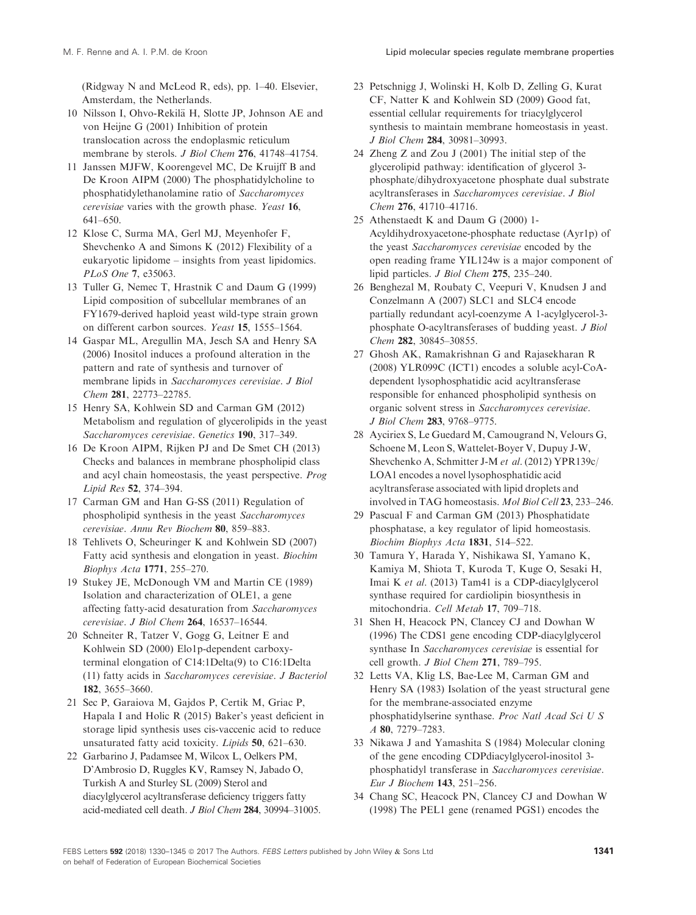(Ridgway N and McLeod R, eds), pp. 1–40. Elsevier, Amsterdam, the Netherlands.

10 Nilsson I, Ohvo-Rekilä H, Slotte JP, Johnson AE and von Heijne G (2001) Inhibition of protein translocation across the endoplasmic reticulum membrane by sterols. *J Biol Chem* **276**, 41748–41754.

11 Janssen MJFW, Koorengevel MC, De Kruijff B and De Kroon AIPM (2000) The phosphatidylcholine to phosphatidylethanolamine ratio of *Saccharomyces cerevisiae* varies with the growth phase. *Yeast* **16**, 641–650.

12 Klose C, Surma MA, Gerl MJ, Meyenhofer F, Shevchenko A and Simons K (2012) Flexibility of a eukaryotic lipidome – insights from yeast lipidomics. *PLoS One* **7**, e35063.

13 Tuller G, Nemec T, Hrastnik C and Daum G (1999) Lipid composition of subcellular membranes of an FY1679-derived haploid yeast wild-type strain grown on different carbon sources. *Yeast* **15**, 1555–1564.

14 Gaspar ML, Aregullin MA, Jesch SA and Henry SA (2006) Inositol induces a profound alteration in the pattern and rate of synthesis and turnover of membrane lipids in *Saccharomyces cerevisiae*. *J Biol Chem* **281**, 22773–22785.

15 Henry SA, Kohlwein SD and Carman GM (2012) Metabolism and regulation of glycerolipids in the yeast *Saccharomyces cerevisiae*. *Genetics* **190**, 317–349.

16 De Kroon AIPM, Rijken PJ and De Smet CH (2013) Checks and balances in membrane phospholipid class and acyl chain homeostasis, the yeast perspective. *Prog Lipid Res* **52**, 374–394.

17 Carman GM and Han G-SS (2011) Regulation of phospholipid synthesis in the yeast *Saccharomyces cerevisiae*. *Annu Rev Biochem* **80**, 859–883.

18 Tehlivets O, Scheuringer K and Kohlwein SD (2007) Fatty acid synthesis and elongation in yeast. *Biochim Biophys Acta* **1771**, 255–270.

19 Stukey JE, McDonough VM and Martin CE (1989) Isolation and characterization of OLE1, a gene affecting fatty-acid desaturation from *Saccharomyces cerevisiae*. *J Biol Chem* **264**, 16537–16544.

20 Schneiter R, Tatzer V, Gogg G, Leitner E and Kohlwein SD (2000) Elo1p-dependent carboxy-terminal elongation of C14:1Delta(9) to C16:1Delta (11) fatty acids in *Saccharomyces cerevisiae*. *J Bacteriol* **182**, 3655–3660.

21 Sec P, Garaiova M, Gajdos P, Certik M, Griac P, Hapala I and Holic R (2015) Baker's yeast deficient in storage lipid synthesis uses cis-vaccenic acid to reduce unsaturated fatty acid toxicity. *Lipids* **50**, 621–630.

22 Garbarino J, Padamsee M, Wilcox L, Oelkers PM, D'Ambrosio D, Ruggles KV, Ramsey N, Jabado O, Turkish A and Sturley SL (2009) Sterol and diacylglycerol acyltransferase deficiency triggers fatty acid-mediated cell death. *J Biol Chem* **284**, 30994–31005.

23 Petschnigg J, Wolinski H, Kolb D, Zelling G, Kurat CF, Natter K and Kohlwein SD (2009) Good fat, essential cellular requirements for triacylglycerol synthesis to maintain membrane homeostasis in yeast. *J Biol Chem* **284**, 30981–30993.

24 Zheng Z and Zou J (2001) The initial step of the glycerolipid pathway: identification of glycerol 3-phosphate/dihydroxyacetone phosphate dual substrate acyltransferases in *Saccharomyces cerevisiae*. *J Biol Chem* **276**, 41710–41716.

25 Athenstaedt K and Daum G (2000) 1-Acyldihydroxyacetone-phosphate reductase (Ayr1p) of the yeast *Saccharomyces cerevisiae* encoded by the open reading frame YIL124w is a major component of lipid particles. *J Biol Chem* **275**, 235–240.

26 Benghezal M, Roubaty C, Veepuri V, Knudsen J and Conzelmann A (2007) SLC1 and SLC4 encode partially redundant acyl-coenzyme A 1-acylglycerol-3-phosphate O-acyltransferases of budding yeast. *J Biol Chem* **282**, 30845–30855.

27 Ghosh AK, Ramakrishnan G and Rajasekharan R (2008) YLR099C (ICT1) encodes a soluble acyl-CoA-dependent lysophosphatidic acid acyltransferase responsible for enhanced phospholipid synthesis on organic solvent stress in *Saccharomyces cerevisiae*. *J Biol Chem* **283**, 9768–9775.

28 Ayciriex S, Le Guedard M, Camougrand N, Velours G, Schoene M, Leon S, Wattelet-Boyer V, Dupuy J-W, Shevchenko A, Schmitter J-M *et al.* (2012) YPR139c/LOA1 encodes a novel lysophosphatidic acid acyltransferase associated with lipid droplets and involved in TAG homeostasis. *Mol Biol Cell* **23**, 233–246.

29 Pascual F and Carman GM (2013) Phosphatidate phosphatase, a key regulator of lipid homeostasis. *Biochim Biophys Acta* **1831**, 514–522.

30 Tamura Y, Harada Y, Nishikawa SI, Yamano K, Kamiya M, Shiota T, Kuroda T, Kuge O, Sesaki H, Imai K *et al.* (2013) Tam41 is a CDP-diacylglycerol synthase required for cardiolipin biosynthesis in mitochondria. *Cell Metab* **17**, 709–718.

31 Shen H, Heacock PN, Clancey CJ and Dowhan W (1996) The CDS1 gene encoding CDP-diacylglycerol synthase In *Saccharomyces cerevisiae* is essential for cell growth. *J Biol Chem* **271**, 789–795.

32 Letts VA, Klig LS, Bae-Lee M, Carman GM and Henry SA (1983) Isolation of the yeast structural gene for the membrane-associated enzyme phosphatidylserine synthase. *Proc Natl Acad Sci U S A* **80**, 7279–7283.

33 Nikawa J and Yamashita S (1984) Molecular cloning of the gene encoding CDPdiacylglycerol-inositol 3-phosphatidyl transferase in *Saccharomyces cerevisiae*. *Eur J Biochem* **143**, 251–256.

34 Chang SC, Heacock PN, Clancey CJ and Dowhan W (1998) The PEL1 gene (renamed PGS1) encodes the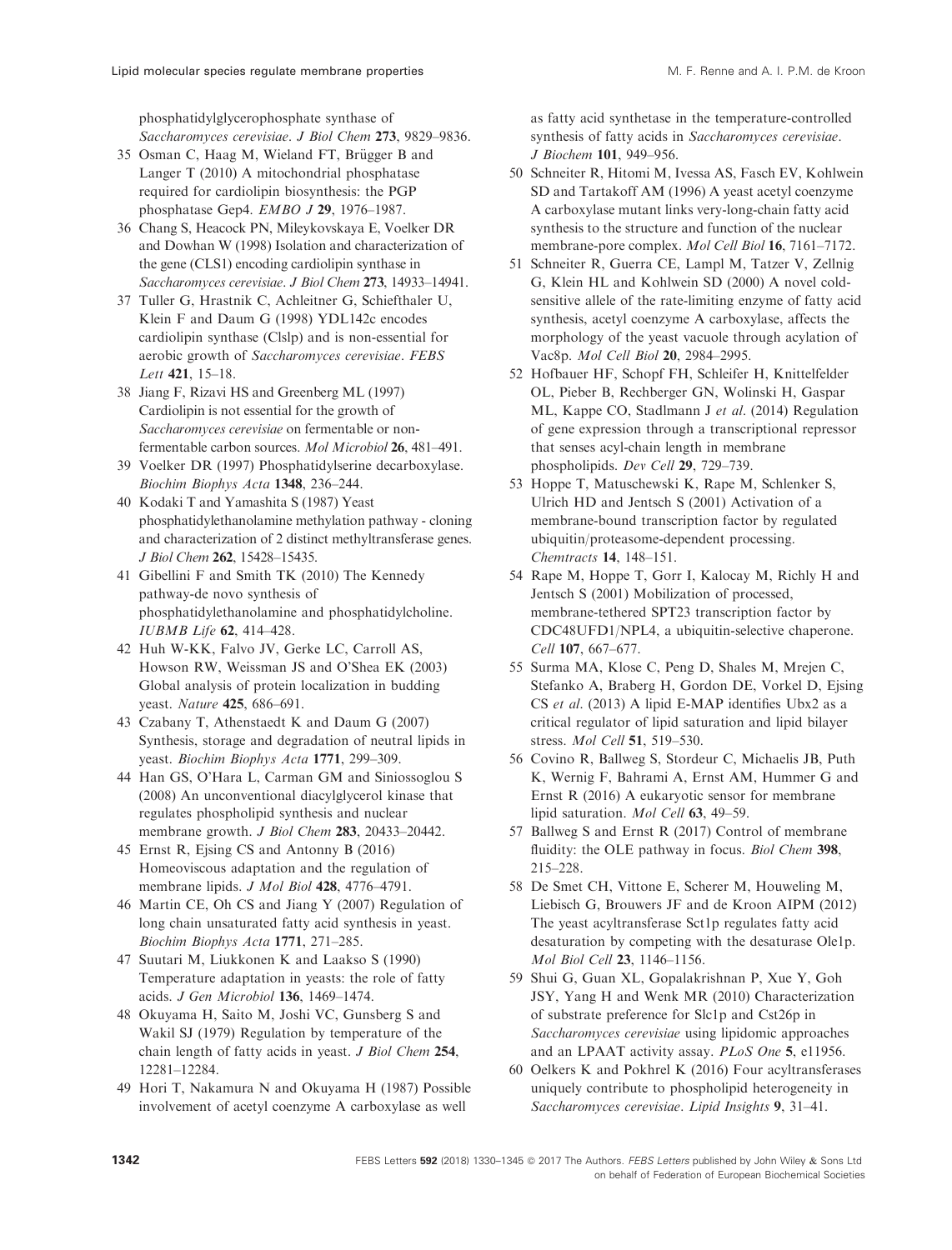phosphatidylglycerophosphate synthase of *Saccharomyces cerevisiae*. *J Biol Chem* **273**, 9829–9836.

35 Osman C, Haag M, Wieland FT, Brügger B and Langer T (2010) A mitochondrial phosphatase required for cardiolipin biosynthesis: the PGP phosphatase Gep4. *EMBO J* **29**, 1976–1987.

36 Chang S, Heacock PN, Mileykovskaya E, Voelker DR and Dowhan W (1998) Isolation and characterization of the gene (CLS1) encoding cardiolipin synthase in *Saccharomyces cerevisiae*. *J Biol Chem* **273**, 14933–14941.

37 Tuller G, Hrastnik C, Achleitner G, Schiefthaler U, Klein F and Daum G (1998) YDL142c encodes cardiolipin synthase (Clslp) and is non-essential for aerobic growth of *Saccharomyces cerevisiae*. *FEBS Lett* **421**, 15–18.

38 Jiang F, Rizavi HS and Greenberg ML (1997) Cardiolipin is not essential for the growth of *Saccharomyces cerevisiae* on fermentable or non-fermentable carbon sources. *Mol Microbiol* **26**, 481–491.

39 Voelker DR (1997) Phosphatidylserine decarboxylase. *Biochim Biophys Acta* **1348**, 236–244.

40 Kodaki T and Yamashita S (1987) Yeast phosphatidylethanolamine methylation pathway - cloning and characterization of 2 distinct methyltransferase genes. *J Biol Chem* **262**, 15428–15435.

41 Gibellini F and Smith TK (2010) The Kennedy pathway-de novo synthesis of phosphatidylethanolamine and phosphatidylcholine. *IUBMB Life* **62**, 414–428.

42 Huh W-KK, Falvo JV, Gerke LC, Carroll AS, Howson RW, Weissman JS and O'Shea EK (2003) Global analysis of protein localization in budding yeast. *Nature* **425**, 686–691.

43 Czabany T, Athenstaedt K and Daum G (2007) Synthesis, storage and degradation of neutral lipids in yeast. *Biochim Biophys Acta* **1771**, 299–309.

44 Han GS, O'Hara L, Carman GM and Siniossoglou S (2008) An unconventional diacylglycerol kinase that regulates phospholipid synthesis and nuclear membrane growth. *J Biol Chem* **283**, 20433–20442.

45 Ernst R, Ejsing CS and Antonny B (2016) Homeoviscous adaptation and the regulation of membrane lipids. *J Mol Biol* **428**, 4776–4791.

46 Martin CE, Oh CS and Jiang Y (2007) Regulation of long chain unsaturated fatty acid synthesis in yeast. *Biochim Biophys Acta* **1771**, 271–285.

47 Suutari M, Liukkonen K and Laakso S (1990) Temperature adaptation in yeasts: the role of fatty acids. *J Gen Microbiol* **136**, 1469–1474.

48 Okuyama H, Saito M, Joshi VC, Gunsberg S and Wakil SJ (1979) Regulation by temperature of the chain length of fatty acids in yeast. *J Biol Chem* **254**, 12281–12284.

49 Hori T, Nakamura N and Okuyama H (1987) Possible involvement of acetyl coenzyme A carboxylase as well as fatty acid synthetase in the temperature-controlled synthesis of fatty acids in *Saccharomyces cerevisiae*. *J Biochem* **101**, 949–956.

50 Schneiter R, Hitomi M, Ivessa AS, Fasch EV, Kohlwein SD and Tartakoff AM (1996) A yeast acetyl coenzyme A carboxylase mutant links very-long-chain fatty acid synthesis to the structure and function of the nuclear membrane-pore complex. *Mol Cell Biol* **16**, 7161–7172.

51 Schneiter R, Guerra CE, Lampl M, Tatzer V, Zellnig G, Klein HL and Kohlwein SD (2000) A novel cold-sensitive allele of the rate-limiting enzyme of fatty acid synthesis, acetyl coenzyme A carboxylase, affects the morphology of the yeast vacuole through acylation of Vac8p. *Mol Cell Biol* **20**, 2984–2995.

52 Hofbauer HF, Schopf FH, Schleifer H, Knittelfelder OL, Pieber B, Rechberger GN, Wolinski H, Gaspar ML, Kappe CO, Stadlmann J *et al.* (2014) Regulation of gene expression through a transcriptional repressor that senses acyl-chain length in membrane phospholipids. *Dev Cell* **29**, 729–739.

53 Hoppe T, Matuschewski K, Rape M, Schlenker S, Ulrich HD and Jentsch S (2001) Activation of a membrane-bound transcription factor by regulated ubiquitin/proteasome-dependent processing. *Chemtracts* **14**, 148–151.

54 Rape M, Hoppe T, Gorr I, Kalocay M, Richly H and Jentsch S (2001) Mobilization of processed, membrane-tethered SPT23 transcription factor by CDC48UFD1/NPL4, a ubiquitin-selective chaperone. *Cell* **107**, 667–677.

55 Surma MA, Klose C, Peng D, Shales M, Mrejen C, Stefanko A, Braberg H, Gordon DE, Vorkel D, Ejsing CS *et al.* (2013) A lipid E-MAP identifies Ubx2 as a critical regulator of lipid saturation and lipid bilayer stress. *Mol Cell* **51**, 519–530.

56 Covino R, Ballweg S, Stordeur C, Michaelis JB, Puth K, Wernig F, Bahrami A, Ernst AM, Hummer G and Ernst R (2016) A eukaryotic sensor for membrane lipid saturation. *Mol Cell* **63**, 49–59.

57 Ballweg S and Ernst R (2017) Control of membrane fluidity: the OLE pathway in focus. *Biol Chem* **398**, 215–228.

58 De Smet CH, Vittone E, Scherer M, Houweling M, Liebisch G, Brouwers JF and de Kroon AIPM (2012) The yeast acyltransferase Sct1p regulates fatty acid desaturation by competing with the desaturase Ole1p. *Mol Biol Cell* **23**, 1146–1156.

59 Shui G, Guan XL, Gopalakrishnan P, Xue Y, Goh JSY, Yang H and Wenk MR (2010) Characterization of substrate preference for Slc1p and Cst26p in *Saccharomyces cerevisiae* using lipidomic approaches and an LPAAT activity assay. *PLoS One* **5**, e11956.

60 Oelkers K and Pokhrel K (2016) Four acyltransferases uniquely contribute to phospholipid heterogeneity in *Saccharomyces cerevisiae*. *Lipid Insights* **9**, 31–41.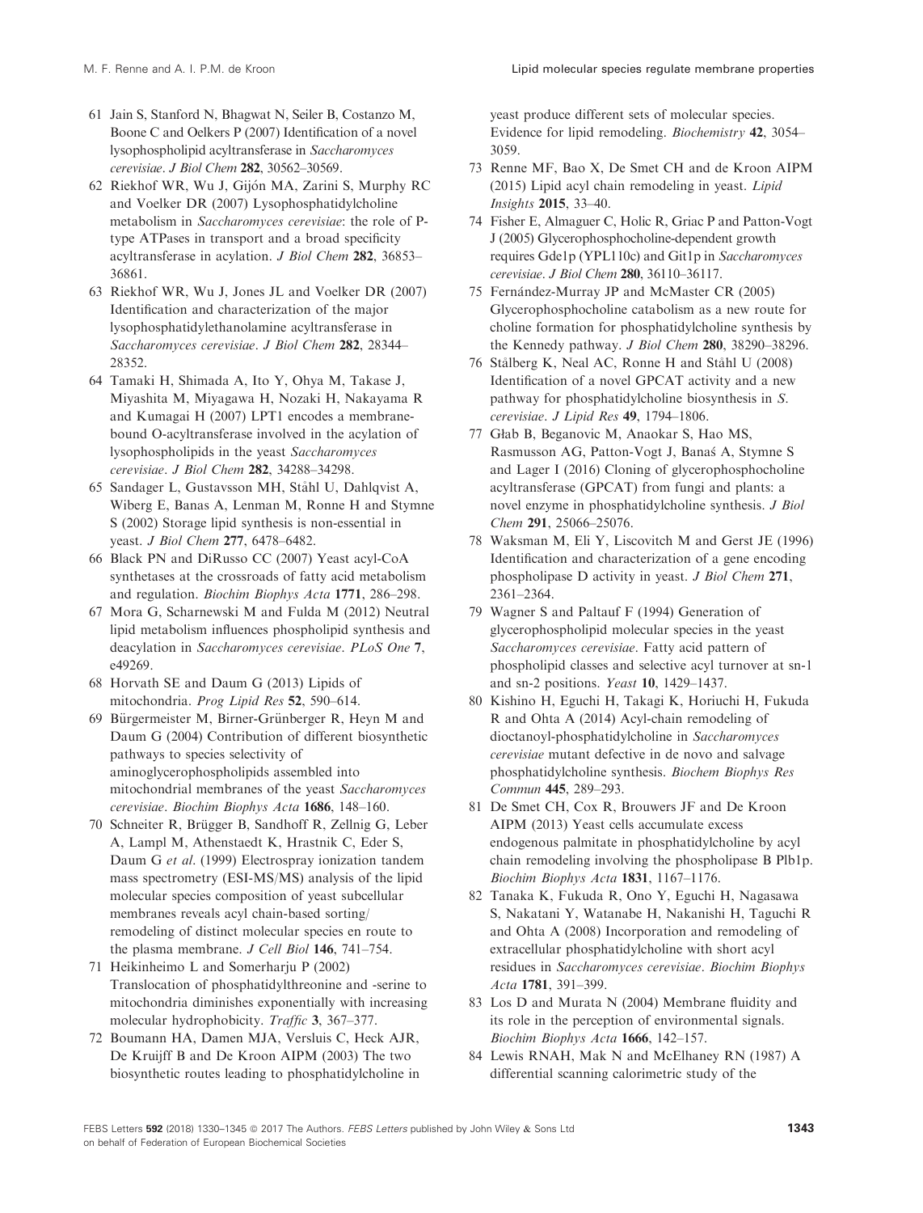61 Jain S, Stanford N, Bhagwat N, Seiler B, Costanzo M, Boone C and Oelkers P (2007) Identification of a novel lysophospholipid acyltransferase in *Saccharomyces cerevisiae*. *J Biol Chem* **282**, 30562–30569.

62 Riekhof WR, Wu J, Gijón MA, Zarini S, Murphy RC and Voelker DR (2007) Lysophosphatidylcholine metabolism in *Saccharomyces cerevisiae*: the role of P-type ATPases in transport and a broad specificity acyltransferase in acylation. *J Biol Chem* **282**, 36853–36861.

63 Riekhof WR, Wu J, Jones JL and Voelker DR (2007) Identification and characterization of the major lysophosphatidylethanolamine acyltransferase in *Saccharomyces cerevisiae*. *J Biol Chem* **282**, 28344–28352.

64 Tamaki H, Shimada A, Ito Y, Ohya M, Takase J, Miyashita M, Miyagawa H, Nozaki H, Nakayama R and Kumagai H (2007) LPT1 encodes a membrane-bound O-acyltransferase involved in the acylation of lysophospholipids in the yeast *Saccharomyces cerevisiae*. *J Biol Chem* **282**, 34288–34298.

65 Sandager L, Gustavsson MH, Ståhl U, Dahlqvist A, Wiberg E, Banas A, Lenman M, Ronne H and Stymne S (2002) Storage lipid synthesis is non-essential in yeast. *J Biol Chem* **277**, 6478–6482.

66 Black PN and DiRusso CC (2007) Yeast acyl-CoA synthetases at the crossroads of fatty acid metabolism and regulation. *Biochim Biophys Acta* **1771**, 286–298.

67 Mora G, Scharnewski M and Fulda M (2012) Neutral lipid metabolism influences phospholipid synthesis and deacylation in *Saccharomyces cerevisiae*. *PLoS One* **7**, e49269.

68 Horvath SE and Daum G (2013) Lipids of mitochondria. *Prog Lipid Res* **52**, 590–614.

69 Bürgermeister M, Birner-Grünberger R, Heyn M and Daum G (2004) Contribution of different biosynthetic pathways to species selectivity of aminoglycerophospholipids assembled into mitochondrial membranes of the yeast *Saccharomyces cerevisiae*. *Biochim Biophys Acta* **1686**, 148–160.

70 Schneiter R, Brügger B, Sandhoff R, Zellnig G, Leber A, Lampl M, Athenstaedt K, Hrastnik C, Eder S, Daum G *et al.* (1999) Electrospray ionization tandem mass spectrometry (ESI-MS/MS) analysis of the lipid molecular species composition of yeast subcellular membranes reveals acyl chain-based sorting/remodeling of distinct molecular species en route to the plasma membrane. *J Cell Biol* **146**, 741–754.

71 Heikinheimo L and Somerharju P (2002) Translocation of phosphatidylthreonine and -serine to mitochondria diminishes exponentially with increasing molecular hydrophobicity. *Traffic* **3**, 367–377.

72 Boumann HA, Damen MJA, Versluis C, Heck AJR, De Kruijff B and De Kroon AIPM (2003) The two biosynthetic routes leading to phosphatidylcholine in yeast produce different sets of molecular species. Evidence for lipid remodeling. *Biochemistry* **42**, 3054–3059.

73 Renne MF, Bao X, De Smet CH and de Kroon AIPM (2015) Lipid acyl chain remodeling in yeast. *Lipid Insights* **2015**, 33–40.

74 Fisher E, Almaguer C, Holic R, Griac P and Patton-Vogt J (2005) Glycerophosphocholine-dependent growth requires Gde1p (YPL110c) and Git1p in *Saccharomyces cerevisiae*. *J Biol Chem* **280**, 36110–36117.

75 Fernández-Murray JP and McMaster CR (2005) Glycerophosphocholine catabolism as a new route for choline formation for phosphatidylcholine synthesis by the Kennedy pathway. *J Biol Chem* **280**, 38290–38296.

76 Stålberg K, Neal AC, Ronne H and Ståhl U (2008) Identification of a novel GPCAT activity and a new pathway for phosphatidylcholine biosynthesis in *S. cerevisiae*. *J Lipid Res* **49**, 1794–1806.

77 Głab B, Beganovic M, Anaokar S, Hao MS, Rasmusson AG, Patton-Vogt J, Banaś A, Stymne S and Lager I (2016) Cloning of glycerophosphocholine acyltransferase (GPCAT) from fungi and plants: a novel enzyme in phosphatidylcholine synthesis. *J Biol Chem* **291**, 25066–25076.

78 Waksman M, Eli Y, Liscovitch M and Gerst JE (1996) Identification and characterization of a gene encoding phospholipase D activity in yeast. *J Biol Chem* **271**, 2361–2364.

79 Wagner S and Paltauf F (1994) Generation of glycerophospholipid molecular species in the yeast *Saccharomyces cerevisiae*. Fatty acid pattern of phospholipid classes and selective acyl turnover at sn-1 and sn-2 positions. *Yeast* **10**, 1429–1437.

80 Kishino H, Eguchi H, Takagi K, Horiuchi H, Fukuda R and Ohta A (2014) Acyl-chain remodeling of dioctanoyl-phosphatidylcholine in *Saccharomyces cerevisiae* mutant defective in de novo and salvage phosphatidylcholine synthesis. *Biochem Biophys Res Commun* **445**, 289–293.

81 De Smet CH, Cox R, Brouwers JF and De Kroon AIPM (2013) Yeast cells accumulate excess endogenous palmitate in phosphatidylcholine by acyl chain remodeling involving the phospholipase B Plb1p. *Biochim Biophys Acta* **1831**, 1167–1176.

82 Tanaka K, Fukuda R, Ono Y, Eguchi H, Nagasawa S, Nakatani Y, Watanabe H, Nakanishi H, Taguchi R and Ohta A (2008) Incorporation and remodeling of extracellular phosphatidylcholine with short acyl residues in *Saccharomyces cerevisiae*. *Biochim Biophys Acta* **1781**, 391–399.

83 Los D and Murata N (2004) Membrane fluidity and its role in the perception of environmental signals. *Biochim Biophys Acta* **1666**, 142–157.

84 Lewis RNAH, Mak N and McElhaney RN (1987) A differential scanning calorimetric study of the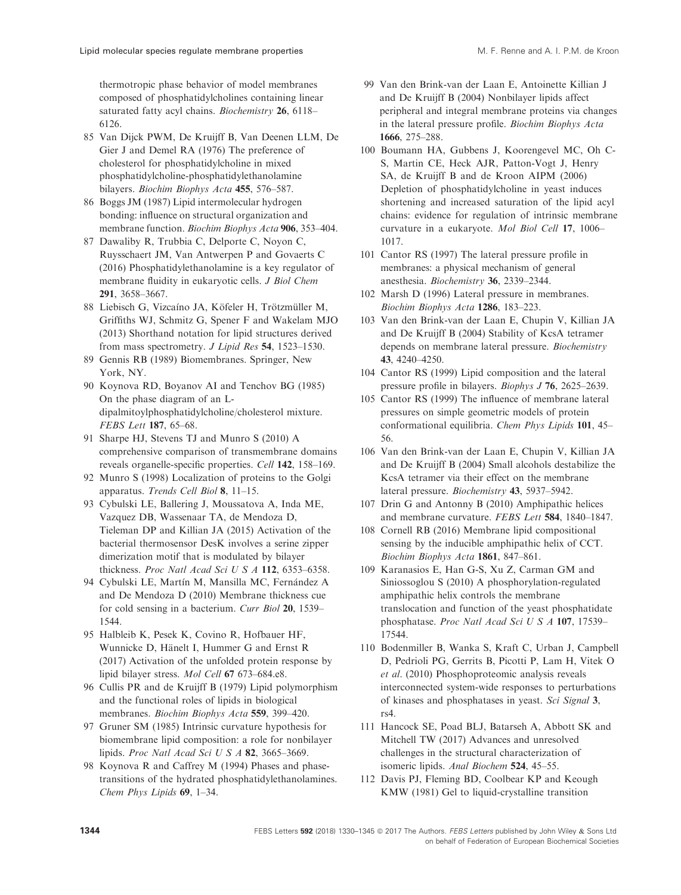thermotropic phase behavior of model membranes composed of phosphatidylcholines containing linear saturated fatty acyl chains. *Biochemistry* **26**, 6118–6126.

85 Van Dijck PWM, De Kruijff B, Van Deenen LLM, De Gier J and Demel RA (1976) The preference of cholesterol for phosphatidylcholine in mixed phosphatidylcholine-phosphatidylethanolamine bilayers. *Biochim Biophys Acta* **455**, 576–587.

86 Boggs JM (1987) Lipid intermolecular hydrogen bonding: influence on structural organization and membrane function. *Biochim Biophys Acta* **906**, 353–404.

87 Dawaliby R, Trubbia C, Delporte C, Noyon C, Ruysschaert JM, Van Antwerpen P and Govaerts C (2016) Phosphatidylethanolamine is a key regulator of membrane fluidity in eukaryotic cells. *J Biol Chem* **291**, 3658–3667.

88 Liebisch G, Vizcaíno JA, Köfeler H, Trötzmüller M, Griffiths WJ, Schmitz G, Spener F and Wakelam MJO (2013) Shorthand notation for lipid structures derived from mass spectrometry. *J Lipid Res* **54**, 1523–1530.

89 Gennis RB (1989) Biomembranes. Springer, New York, NY.

90 Koynova RD, Boyanov AI and Tenchov BG (1985) On the phase diagram of an L-dipalmitoylphosphatidylcholine/cholesterol mixture. *FEBS Lett* **187**, 65–68.

91 Sharpe HJ, Stevens TJ and Munro S (2010) A comprehensive comparison of transmembrane domains reveals organelle-specific properties. *Cell* **142**, 158–169.

92 Munro S (1998) Localization of proteins to the Golgi apparatus. *Trends Cell Biol* **8**, 11–15.

93 Cybulski LE, Ballering J, Moussatova A, Inda ME, Vazquez DB, Wassenaar TA, de Mendoza D, Tieleman DP and Killian JA (2015) Activation of the bacterial thermosensor DesK involves a serine zipper dimerization motif that is modulated by bilayer thickness. *Proc Natl Acad Sci U S A* **112**, 6353–6358.

94 Cybulski LE, Martín M, Mansilla MC, Fernández A and De Mendoza D (2010) Membrane thickness cue for cold sensing in a bacterium. *Curr Biol* **20**, 1539–1544.

95 Halbleib K, Pesek K, Covino R, Hofbauer HF, Wunnicke D, Hänelt I, Hummer G and Ernst R (2017) Activation of the unfolded protein response by lipid bilayer stress. *Mol Cell* **67** 673–684.e8.

96 Cullis PR and de Kruijff B (1979) Lipid polymorphism and the functional roles of lipids in biological membranes. *Biochim Biophys Acta* **559**, 399–420.

97 Gruner SM (1985) Intrinsic curvature hypothesis for biomembrane lipid composition: a role for nonbilayer lipids. *Proc Natl Acad Sci U S A* **82**, 3665–3669.

98 Koynova R and Caffrey M (1994) Phases and phase-transitions of the hydrated phosphatidylethanolamines. *Chem Phys Lipids* **69**, 1–34.

99 Van den Brink-van der Laan E, Antoinette Killian J and De Kruijff B (2004) Nonbilayer lipids affect peripheral and integral membrane proteins via changes in the lateral pressure profile. *Biochim Biophys Acta* **1666**, 275–288.

100 Boumann HA, Gubbens J, Koorengevel MC, Oh C-S, Martin CE, Heck AJR, Patton-Vogt J, Henry SA, de Kruijff B and de Kroon AIPM (2006) Depletion of phosphatidylcholine in yeast induces shortening and increased saturation of the lipid acyl chains: evidence for regulation of intrinsic membrane curvature in a eukaryote. *Mol Biol Cell* **17**, 1006–1017.

101 Cantor RS (1997) The lateral pressure profile in membranes: a physical mechanism of general anesthesia. *Biochemistry* **36**, 2339–2344.

102 Marsh D (1996) Lateral pressure in membranes. *Biochim Biophys Acta* **1286**, 183–223.

103 Van den Brink-van der Laan E, Chupin V, Killian JA and De Kruijff B (2004) Stability of KcsA tetramer depends on membrane lateral pressure. *Biochemistry* **43**, 4240–4250.

104 Cantor RS (1999) Lipid composition and the lateral pressure profile in bilayers. *Biophys J* **76**, 2625–2639.

105 Cantor RS (1999) The influence of membrane lateral pressures on simple geometric models of protein conformational equilibria. *Chem Phys Lipids* **101**, 45–56.

106 Van den Brink-van der Laan E, Chupin V, Killian JA and De Kruijff B (2004) Small alcohols destabilize the KcsA tetramer via their effect on the membrane lateral pressure. *Biochemistry* **43**, 5937–5942.

107 Drin G and Antonny B (2010) Amphipathic helices and membrane curvature. *FEBS Lett* **584**, 1840–1847.

108 Cornell RB (2016) Membrane lipid compositional sensing by the inducible amphipathic helix of CCT. *Biochim Biophys Acta* **1861**, 847–861.

109 Karanasios E, Han G-S, Xu Z, Carman GM and Siniossoglou S (2010) A phosphorylation-regulated amphipathic helix controls the membrane translocation and function of the yeast phosphatidate phosphatase. *Proc Natl Acad Sci U S A* **107**, 17539–17544.

110 Bodenmiller B, Wanka S, Kraft C, Urban J, Campbell D, Pedrioli PG, Gerrits B, Picotti P, Lam H, Vitek O *et al*. (2010) Phosphoproteomic analysis reveals interconnected system-wide responses to perturbations of kinases and phosphatases in yeast. *Sci Signal* **3**, rs4.

111 Hancock SE, Poad BLJ, Batarseh A, Abbott SK and Mitchell TW (2017) Advances and unresolved challenges in the structural characterization of isomeric lipids. *Anal Biochem* **524**, 45–55.

112 Davis PJ, Fleming BD, Coolbear KP and Keough KMW (1981) Gel to liquid-crystalline transition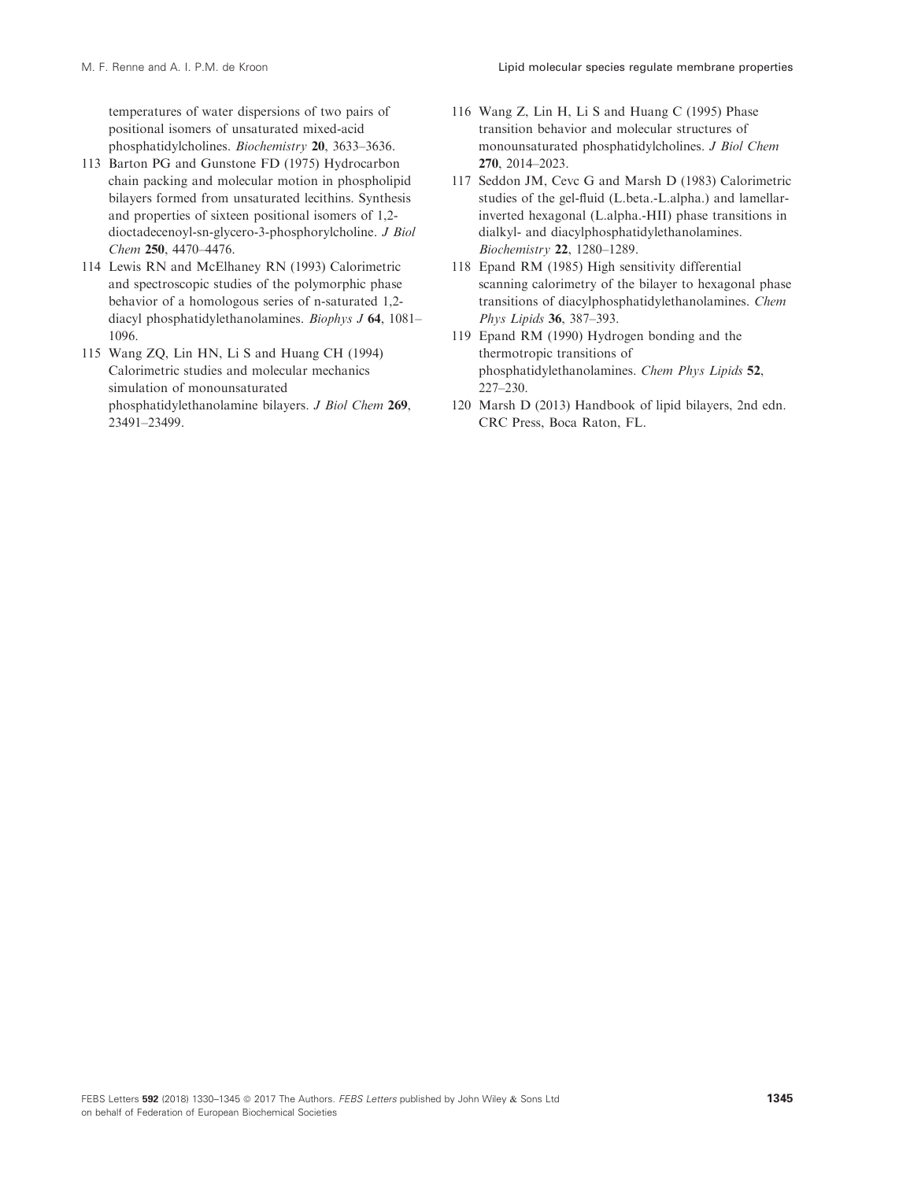temperatures of water dispersions of two pairs of positional isomers of unsaturated mixed-acid phosphatidylcholines. *Biochemistry* **20**, 3633–3636.

113 Barton PG and Gunstone FD (1975) Hydrocarbon chain packing and molecular motion in phospholipid bilayers formed from unsaturated lecithins. Synthesis and properties of sixteen positional isomers of 1,2-dioctadecenoyl-sn-glycero-3-phosphorylcholine. *J Biol Chem* **250**, 4470–4476.

114 Lewis RN and McElhaney RN (1993) Calorimetric and spectroscopic studies of the polymorphic phase behavior of a homologous series of n-saturated 1,2-diacyl phosphatidylethanolamines. *Biophys J* **64**, 1081–1096.

115 Wang ZQ, Lin HN, Li S and Huang CH (1994) Calorimetric studies and molecular mechanics simulation of monounsaturated phosphatidylethanolamine bilayers. *J Biol Chem* **269**, 23491–23499.

116 Wang Z, Lin H, Li S and Huang C (1995) Phase transition behavior and molecular structures of monounsaturated phosphatidylcholines. *J Biol Chem* **270**, 2014–2023.

117 Seddon JM, Cevc G and Marsh D (1983) Calorimetric studies of the gel-fluid (L.beta.-L.alpha.) and lamellar-inverted hexagonal (L.alpha.-HII) phase transitions in dialkyl- and diacylphosphatidylethanolamines. *Biochemistry* **22**, 1280–1289.

118 Epand RM (1985) High sensitivity differential scanning calorimetry of the bilayer to hexagonal phase transitions of diacylphosphatidylethanolamines. *Chem Phys Lipids* **36**, 387–393.

119 Epand RM (1990) Hydrogen bonding and the thermotropic transitions of phosphatidylethanolamines. *Chem Phys Lipids* **52**, 227–230.

120 Marsh D (2013) Handbook of lipid bilayers, 2nd edn. CRC Press, Boca Raton, FL.